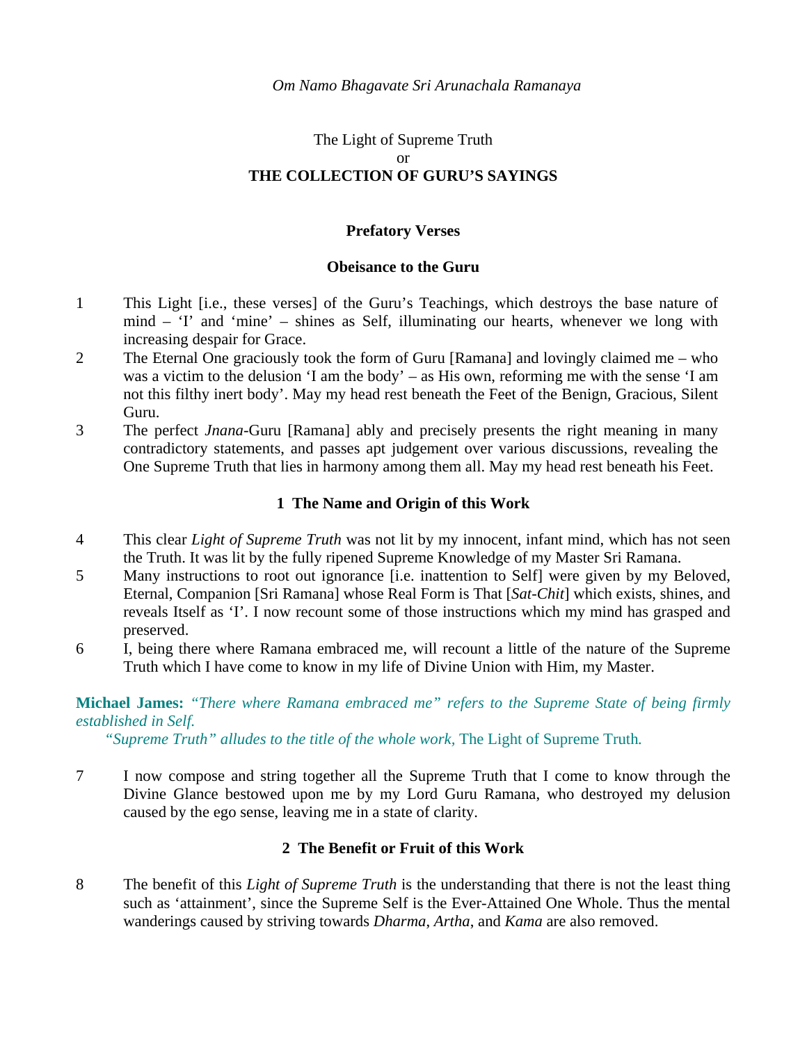*Om Namo Bhagavate Sri Arunachala Ramanaya*

The Light of Supreme Truth
or
# THE COLLECTION OF GURU'S SAYINGS

## Prefatory Verses

### Obeisance to the Guru

1 This Light [i.e., these verses] of the Guru's Teachings, which destroys the base nature of mind – 'I' and 'mine' – shines as Self, illuminating our hearts, whenever we long with increasing despair for Grace.

2 The Eternal One graciously took the form of Guru [Ramana] and lovingly claimed me – who was a victim to the delusion 'I am the body' – as His own, reforming me with the sense 'I am not this filthy inert body'. May my head rest beneath the Feet of the Benign, Gracious, Silent Guru.

3 The perfect *Jnana*-Guru [Ramana] ably and precisely presents the right meaning in many contradictory statements, and passes apt judgement over various discussions, revealing the One Supreme Truth that lies in harmony among them all. May my head rest beneath his Feet.

### 1 The Name and Origin of this Work

4 This clear *Light of Supreme Truth* was not lit by my innocent, infant mind, which has not seen the Truth. It was lit by the fully ripened Supreme Knowledge of my Master Sri Ramana.

5 Many instructions to root out ignorance [i.e. inattention to Self] were given by my Beloved, Eternal, Companion [Sri Ramana] whose Real Form is That [*Sat-Chit*] which exists, shines, and reveals Itself as 'I'. I now recount some of those instructions which my mind has grasped and preserved.

6 I, being there where Ramana embraced me, will recount a little of the nature of the Supreme Truth which I have come to know in my life of Divine Union with Him, my Master.

**Michael James:** *"There where Ramana embraced me" refers to the Supreme State of being firmly established in Self.*

*"Supreme Truth" alludes to the title of the whole work,* The Light of Supreme Truth*.*

7 I now compose and string together all the Supreme Truth that I come to know through the Divine Glance bestowed upon me by my Lord Guru Ramana, who destroyed my delusion caused by the ego sense, leaving me in a state of clarity.

### 2 The Benefit or Fruit of this Work

8 The benefit of this *Light of Supreme Truth* is the understanding that there is not the least thing such as 'attainment', since the Supreme Self is the Ever-Attained One Whole. Thus the mental wanderings caused by striving towards *Dharma*, *Artha*, and *Kama* are also removed.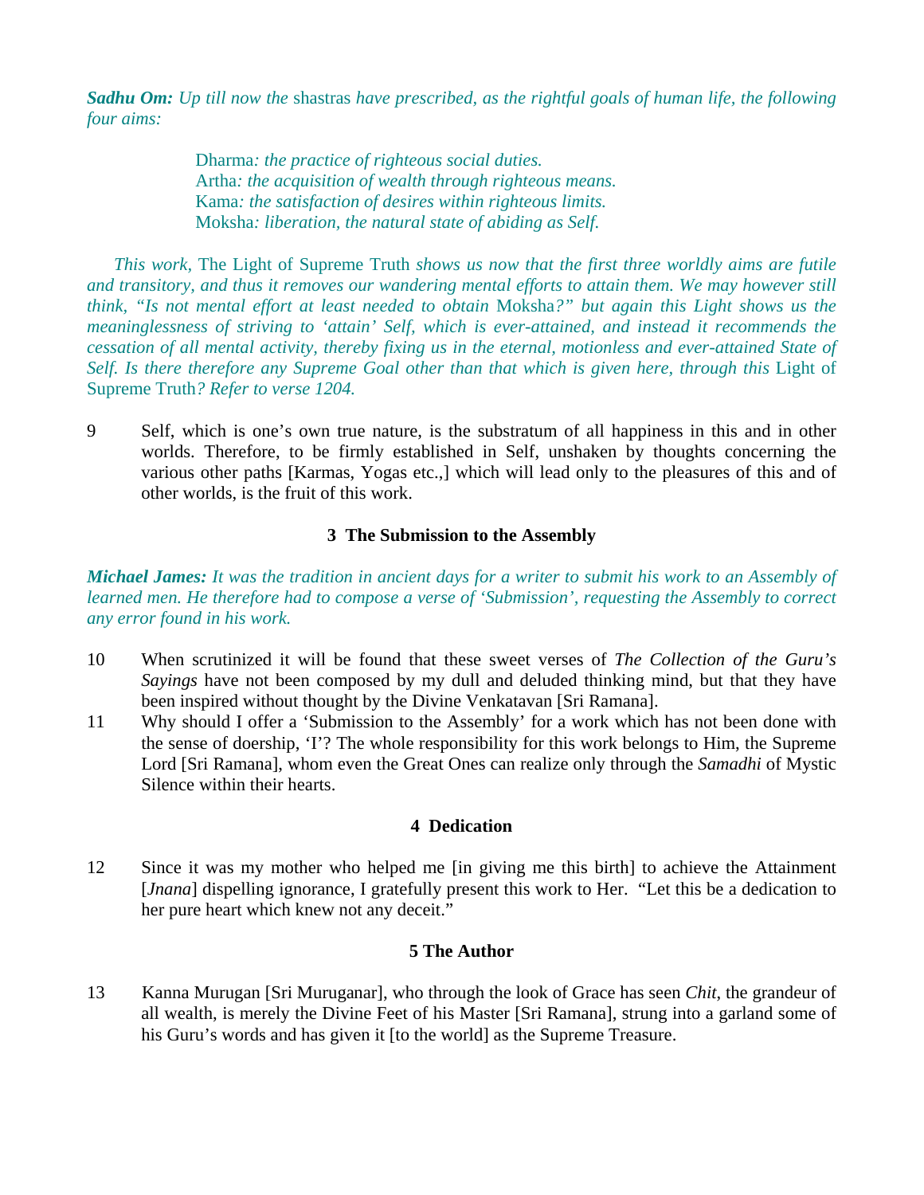***Sadhu Om:*** *Up till now the* shastras *have prescribed, as the rightful goals of human life, the following four aims:*

> Dharma*: the practice of righteous social duties.*
> Artha*: the acquisition of wealth through righteous means.*
> Kama*: the satisfaction of desires within righteous limits.*
> Moksha*: liberation, the natural state of abiding as Self.*

*This work,* The Light of Supreme Truth *shows us now that the first three worldly aims are futile and transitory, and thus it removes our wandering mental efforts to attain them. We may however still think, "Is not mental effort at least needed to obtain* Moksha*?" but again this Light shows us the meaninglessness of striving to 'attain' Self, which is ever-attained, and instead it recommends the cessation of all mental activity, thereby fixing us in the eternal, motionless and ever-attained State of Self. Is there therefore any Supreme Goal other than that which is given here, through this* Light of Supreme Truth*? Refer to verse 1204.*

9 Self, which is one's own true nature, is the substratum of all happiness in this and in other worlds. Therefore, to be firmly established in Self, unshaken by thoughts concerning the various other paths [Karmas, Yogas etc.,] which will lead only to the pleasures of this and of other worlds, is the fruit of this work.

### 3 The Submission to the Assembly

***Michael James:*** *It was the tradition in ancient days for a writer to submit his work to an Assembly of learned men. He therefore had to compose a verse of 'Submission', requesting the Assembly to correct any error found in his work.*

10 When scrutinized it will be found that these sweet verses of *The Collection of the Guru's Sayings* have not been composed by my dull and deluded thinking mind, but that they have been inspired without thought by the Divine Venkatavan [Sri Ramana].

11 Why should I offer a 'Submission to the Assembly' for a work which has not been done with the sense of doership, 'I'? The whole responsibility for this work belongs to Him, the Supreme Lord [Sri Ramana], whom even the Great Ones can realize only through the *Samadhi* of Mystic Silence within their hearts.

### 4 Dedication

12 Since it was my mother who helped me [in giving me this birth] to achieve the Attainment [*Jnana*] dispelling ignorance, I gratefully present this work to Her. "Let this be a dedication to her pure heart which knew not any deceit."

### 5 The Author

13 Kanna Murugan [Sri Muruganar], who through the look of Grace has seen *Chit*, the grandeur of all wealth, is merely the Divine Feet of his Master [Sri Ramana], strung into a garland some of his Guru's words and has given it [to the world] as the Supreme Treasure.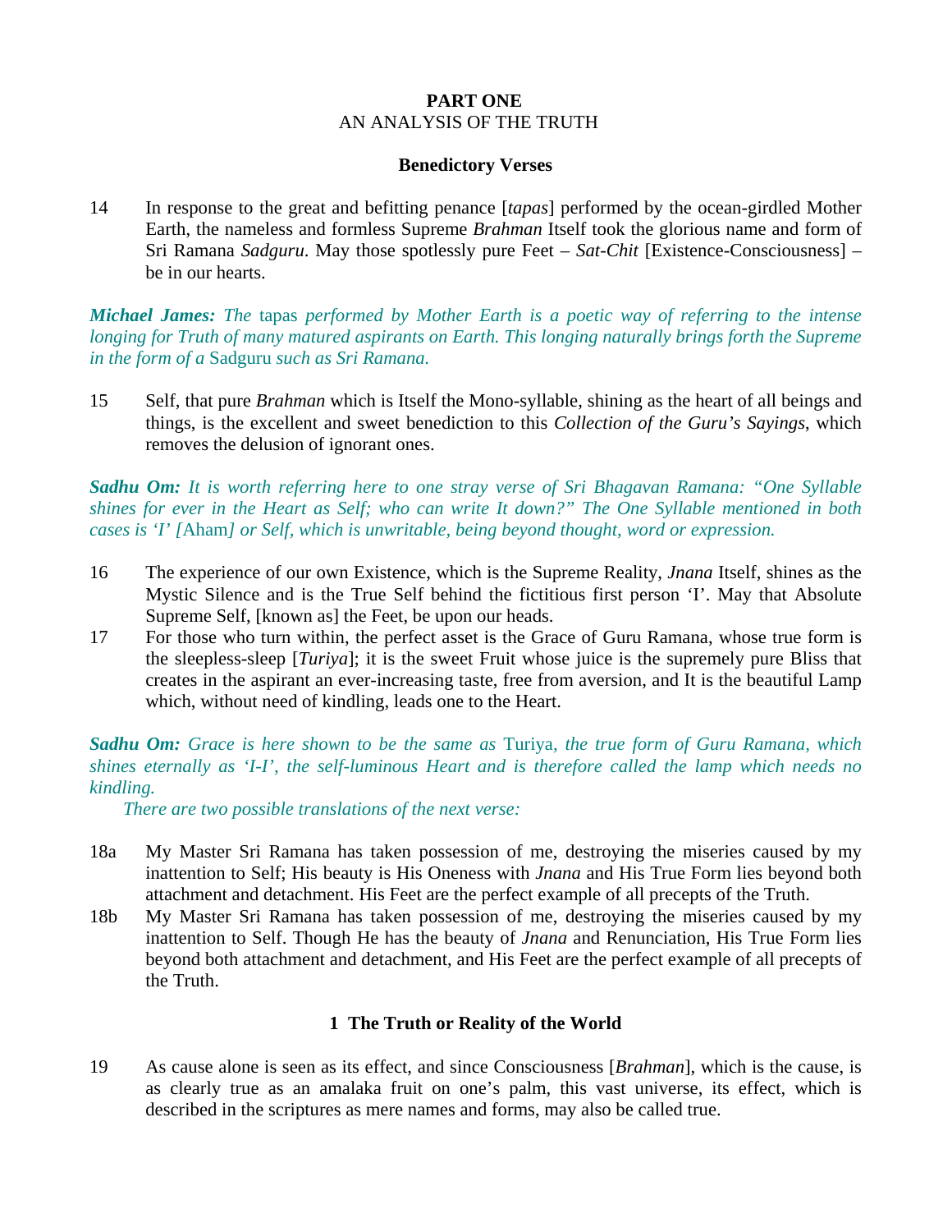## PART ONE
AN ANALYSIS OF THE TRUTH

### Benedictory Verses

14 In response to the great and befitting penance [*tapas*] performed by the ocean-girdled Mother Earth, the nameless and formless Supreme *Brahman* Itself took the glorious name and form of Sri Ramana *Sadguru*. May those spotlessly pure Feet – *Sat-Chit* [Existence-Consciousness] – be in our hearts.

***Michael James:*** *The* tapas *performed by Mother Earth is a poetic way of referring to the intense longing for Truth of many matured aspirants on Earth. This longing naturally brings forth the Supreme in the form of a* Sadguru *such as Sri Ramana.*

15 Self, that pure *Brahman* which is Itself the Mono-syllable, shining as the heart of all beings and things, is the excellent and sweet benediction to this *Collection of the Guru's Sayings*, which removes the delusion of ignorant ones.

***Sadhu Om:*** *It is worth referring here to one stray verse of Sri Bhagavan Ramana: "One Syllable shines for ever in the Heart as Self; who can write It down?" The One Syllable mentioned in both cases is 'I' [*Aham*] or Self, which is unwritable, being beyond thought, word or expression.*

16 The experience of our own Existence, which is the Supreme Reality, *Jnana* Itself, shines as the Mystic Silence and is the True Self behind the fictitious first person 'I'. May that Absolute Supreme Self, [known as] the Feet, be upon our heads.

17 For those who turn within, the perfect asset is the Grace of Guru Ramana, whose true form is the sleepless-sleep [*Turiya*]; it is the sweet Fruit whose juice is the supremely pure Bliss that creates in the aspirant an ever-increasing taste, free from aversion, and It is the beautiful Lamp which, without need of kindling, leads one to the Heart.

***Sadhu Om:*** *Grace is here shown to be the same as* Turiya*, the true form of Guru Ramana, which shines eternally as 'I-I', the self-luminous Heart and is therefore called the lamp which needs no kindling.*

*There are two possible translations of the next verse:*

18a My Master Sri Ramana has taken possession of me, destroying the miseries caused by my inattention to Self; His beauty is His Oneness with *Jnana* and His True Form lies beyond both attachment and detachment. His Feet are the perfect example of all precepts of the Truth.

18b My Master Sri Ramana has taken possession of me, destroying the miseries caused by my inattention to Self. Though He has the beauty of *Jnana* and Renunciation, His True Form lies beyond both attachment and detachment, and His Feet are the perfect example of all precepts of the Truth.

### 1 The Truth or Reality of the World

19 As cause alone is seen as its effect, and since Consciousness [*Brahman*], which is the cause, is as clearly true as an amalaka fruit on one's palm, this vast universe, its effect, which is described in the scriptures as mere names and forms, may also be called true.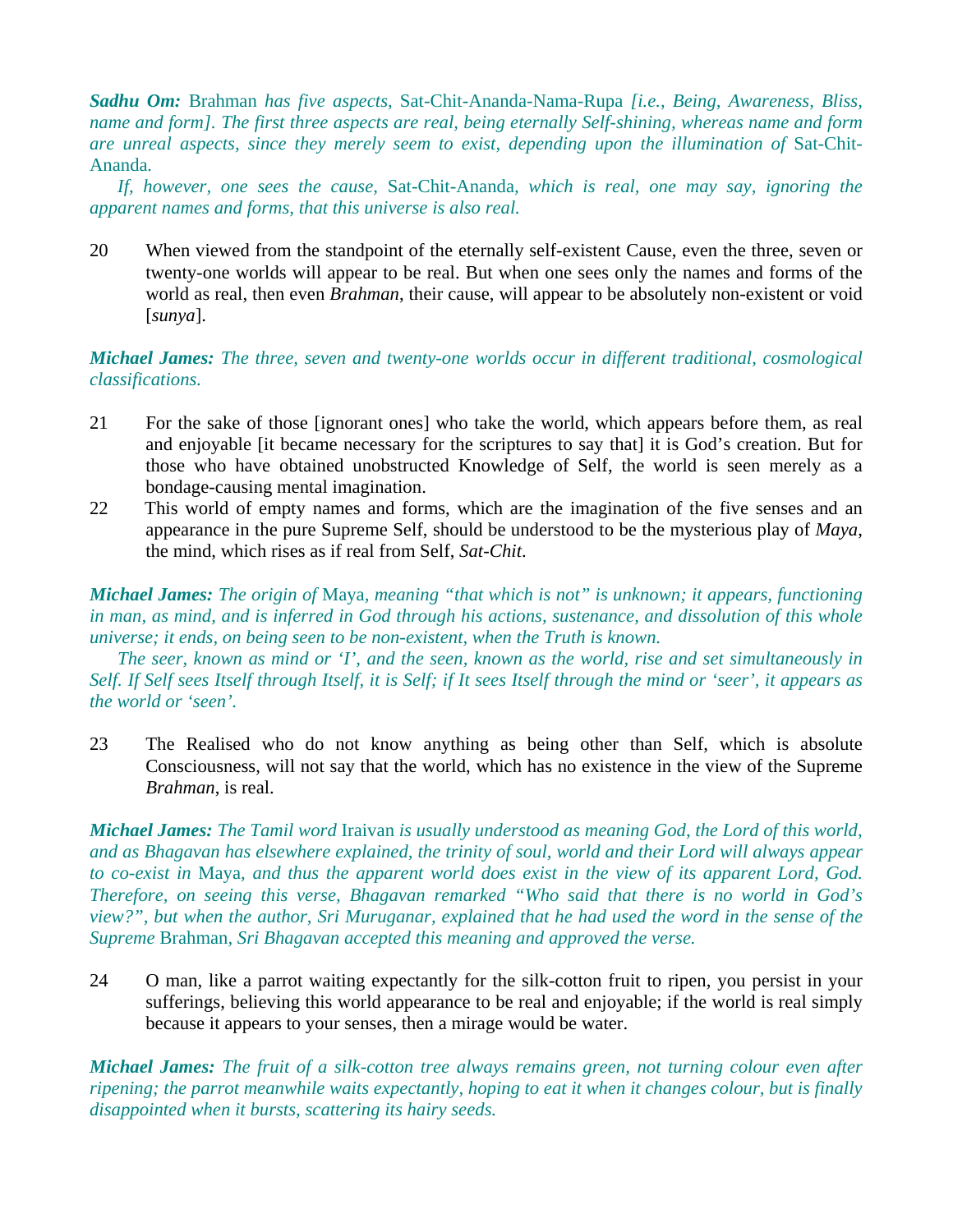***Sadhu Om:*** Brahman *has five aspects,* Sat-Chit-Ananda-Nama-Rupa *[i.e., Being, Awareness, Bliss, name and form]. The first three aspects are real, being eternally Self-shining, whereas name and form are unreal aspects, since they merely seem to exist, depending upon the illumination of* Sat-Chit-Ananda*.*

*If, however, one sees the cause,* Sat-Chit-Ananda*, which is real, one may say, ignoring the apparent names and forms, that this universe is also real.*

20 When viewed from the standpoint of the eternally self-existent Cause, even the three, seven or twenty-one worlds will appear to be real. But when one sees only the names and forms of the world as real, then even *Brahman*, their cause, will appear to be absolutely non-existent or void [*sunya*].

***Michael James:*** *The three, seven and twenty-one worlds occur in different traditional, cosmological classifications.*

21 For the sake of those [ignorant ones] who take the world, which appears before them, as real and enjoyable [it became necessary for the scriptures to say that] it is God's creation. But for those who have obtained unobstructed Knowledge of Self, the world is seen merely as a bondage-causing mental imagination.

22 This world of empty names and forms, which are the imagination of the five senses and an appearance in the pure Supreme Self, should be understood to be the mysterious play of *Maya*, the mind, which rises as if real from Self, *Sat-Chit*.

***Michael James:*** *The origin of* Maya*, meaning "that which is not" is unknown; it appears, functioning in man, as mind, and is inferred in God through his actions, sustenance, and dissolution of this whole universe; it ends, on being seen to be non-existent, when the Truth is known.*

*The seer, known as mind or 'I', and the seen, known as the world, rise and set simultaneously in Self. If Self sees Itself through Itself, it is Self; if It sees Itself through the mind or 'seer', it appears as the world or 'seen'.*

23 The Realised who do not know anything as being other than Self, which is absolute Consciousness, will not say that the world, which has no existence in the view of the Supreme *Brahman*, is real.

***Michael James:*** *The Tamil word* Iraivan *is usually understood as meaning God, the Lord of this world, and as Bhagavan has elsewhere explained, the trinity of soul, world and their Lord will always appear to co-exist in* Maya*, and thus the apparent world does exist in the view of its apparent Lord, God. Therefore, on seeing this verse, Bhagavan remarked "Who said that there is no world in God's view?", but when the author, Sri Muruganar, explained that he had used the word in the sense of the Supreme* Brahman*, Sri Bhagavan accepted this meaning and approved the verse.*

24 O man, like a parrot waiting expectantly for the silk-cotton fruit to ripen, you persist in your sufferings, believing this world appearance to be real and enjoyable; if the world is real simply because it appears to your senses, then a mirage would be water.

***Michael James:*** *The fruit of a silk-cotton tree always remains green, not turning colour even after ripening; the parrot meanwhile waits expectantly, hoping to eat it when it changes colour, but is finally disappointed when it bursts, scattering its hairy seeds.*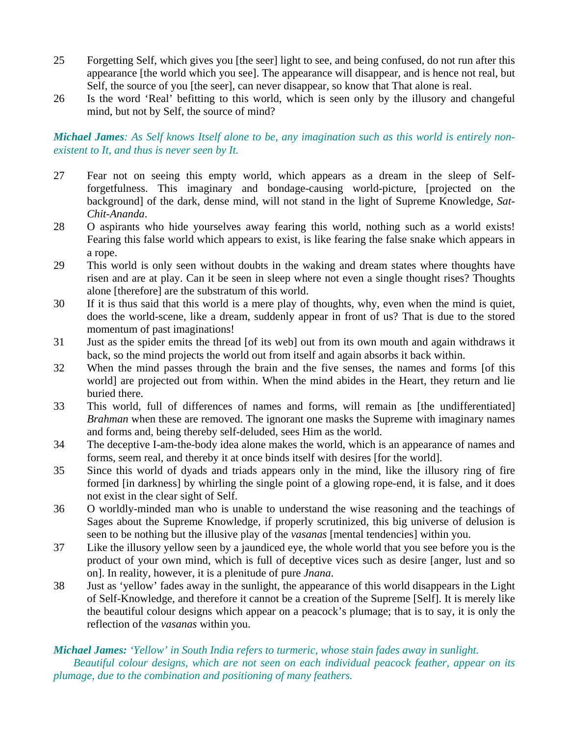25 Forgetting Self, which gives you [the seer] light to see, and being confused, do not run after this appearance [the world which you see]. The appearance will disappear, and is hence not real, but Self, the source of you [the seer], can never disappear, so know that That alone is real.

26 Is the word 'Real' befitting to this world, which is seen only by the illusory and changeful mind, but not by Self, the source of mind?

***Michael James**: As Self knows Itself alone to be, any imagination such as this world is entirely non-existent to It, and thus is never seen by It.*

27 Fear not on seeing this empty world, which appears as a dream in the sleep of Self-forgetfulness. This imaginary and bondage-causing world-picture, [projected on the background] of the dark, dense mind, will not stand in the light of Supreme Knowledge, *Sat-Chit-Ananda*.

28 O aspirants who hide yourselves away fearing this world, nothing such as a world exists! Fearing this false world which appears to exist, is like fearing the false snake which appears in a rope.

29 This world is only seen without doubts in the waking and dream states where thoughts have risen and are at play. Can it be seen in sleep where not even a single thought rises? Thoughts alone [therefore] are the substratum of this world.

30 If it is thus said that this world is a mere play of thoughts, why, even when the mind is quiet, does the world-scene, like a dream, suddenly appear in front of us? That is due to the stored momentum of past imaginations!

31 Just as the spider emits the thread [of its web] out from its own mouth and again withdraws it back, so the mind projects the world out from itself and again absorbs it back within.

32 When the mind passes through the brain and the five senses, the names and forms [of this world] are projected out from within. When the mind abides in the Heart, they return and lie buried there.

33 This world, full of differences of names and forms, will remain as [the undifferentiated] *Brahman* when these are removed. The ignorant one masks the Supreme with imaginary names and forms and, being thereby self-deluded, sees Him as the world.

34 The deceptive I-am-the-body idea alone makes the world, which is an appearance of names and forms, seem real, and thereby it at once binds itself with desires [for the world].

35 Since this world of dyads and triads appears only in the mind, like the illusory ring of fire formed [in darkness] by whirling the single point of a glowing rope-end, it is false, and it does not exist in the clear sight of Self.

36 O worldly-minded man who is unable to understand the wise reasoning and the teachings of Sages about the Supreme Knowledge, if properly scrutinized, this big universe of delusion is seen to be nothing but the illusive play of the *vasanas* [mental tendencies] within you.

37 Like the illusory yellow seen by a jaundiced eye, the whole world that you see before you is the product of your own mind, which is full of deceptive vices such as desire [anger, lust and so on]. In reality, however, it is a plenitude of pure *Jnana*.

38 Just as 'yellow' fades away in the sunlight, the appearance of this world disappears in the Light of Self-Knowledge, and therefore it cannot be a creation of the Supreme [Self]. It is merely like the beautiful colour designs which appear on a peacock's plumage; that is to say, it is only the reflection of the *vasanas* within you.

***Michael James:** 'Yellow' in South India refers to turmeric, whose stain fades away in sunlight.*

*Beautiful colour designs, which are not seen on each individual peacock feather, appear on its plumage, due to the combination and positioning of many feathers.*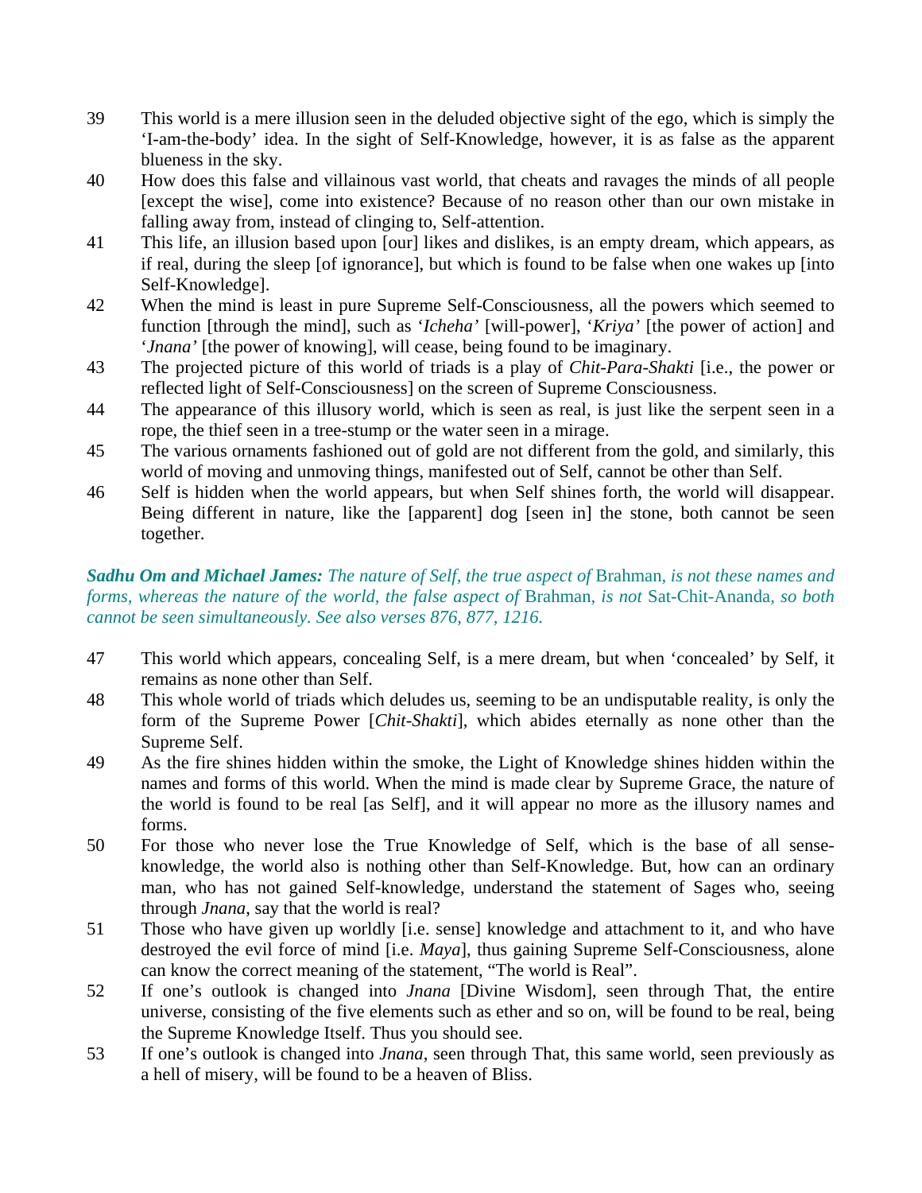39 This world is a mere illusion seen in the deluded objective sight of the ego, which is simply the 'I-am-the-body' idea. In the sight of Self-Knowledge, however, it is as false as the apparent blueness in the sky.

40 How does this false and villainous vast world, that cheats and ravages the minds of all people [except the wise], come into existence? Because of no reason other than our own mistake in falling away from, instead of clinging to, Self-attention.

41 This life, an illusion based upon [our] likes and dislikes, is an empty dream, which appears, as if real, during the sleep [of ignorance], but which is found to be false when one wakes up [into Self-Knowledge].

42 When the mind is least in pure Supreme Self-Consciousness, all the powers which seemed to function [through the mind], such as '*Icheha'* [will-power], '*Kriya'* [the power of action] and '*Jnana'* [the power of knowing], will cease, being found to be imaginary.

43 The projected picture of this world of triads is a play of *Chit-Para-Shakti* [i.e., the power or reflected light of Self-Consciousness] on the screen of Supreme Consciousness.

44 The appearance of this illusory world, which is seen as real, is just like the serpent seen in a rope, the thief seen in a tree-stump or the water seen in a mirage.

45 The various ornaments fashioned out of gold are not different from the gold, and similarly, this world of moving and unmoving things, manifested out of Self, cannot be other than Self.

46 Self is hidden when the world appears, but when Self shines forth, the world will disappear. Being different in nature, like the [apparent] dog [seen in] the stone, both cannot be seen together.

***Sadhu Om and Michael James:*** *The nature of Self, the true aspect of* Brahman*, is not these names and forms, whereas the nature of the world, the false aspect of* Brahman*, is not* Sat-Chit-Ananda*, so both cannot be seen simultaneously. See also verses 876, 877, 1216.*

47 This world which appears, concealing Self, is a mere dream, but when 'concealed' by Self, it remains as none other than Self.

48 This whole world of triads which deludes us, seeming to be an undisputable reality, is only the form of the Supreme Power [*Chit-Shakti*], which abides eternally as none other than the Supreme Self.

49 As the fire shines hidden within the smoke, the Light of Knowledge shines hidden within the names and forms of this world. When the mind is made clear by Supreme Grace, the nature of the world is found to be real [as Self], and it will appear no more as the illusory names and forms.

50 For those who never lose the True Knowledge of Self, which is the base of all sense-knowledge, the world also is nothing other than Self-Knowledge. But, how can an ordinary man, who has not gained Self-knowledge, understand the statement of Sages who, seeing through *Jnana*, say that the world is real?

51 Those who have given up worldly [i.e. sense] knowledge and attachment to it, and who have destroyed the evil force of mind [i.e. *Maya*], thus gaining Supreme Self-Consciousness, alone can know the correct meaning of the statement, "The world is Real".

52 If one's outlook is changed into *Jnana* [Divine Wisdom], seen through That, the entire universe, consisting of the five elements such as ether and so on, will be found to be real, being the Supreme Knowledge Itself. Thus you should see.

53 If one's outlook is changed into *Jnana*, seen through That, this same world, seen previously as a hell of misery, will be found to be a heaven of Bliss.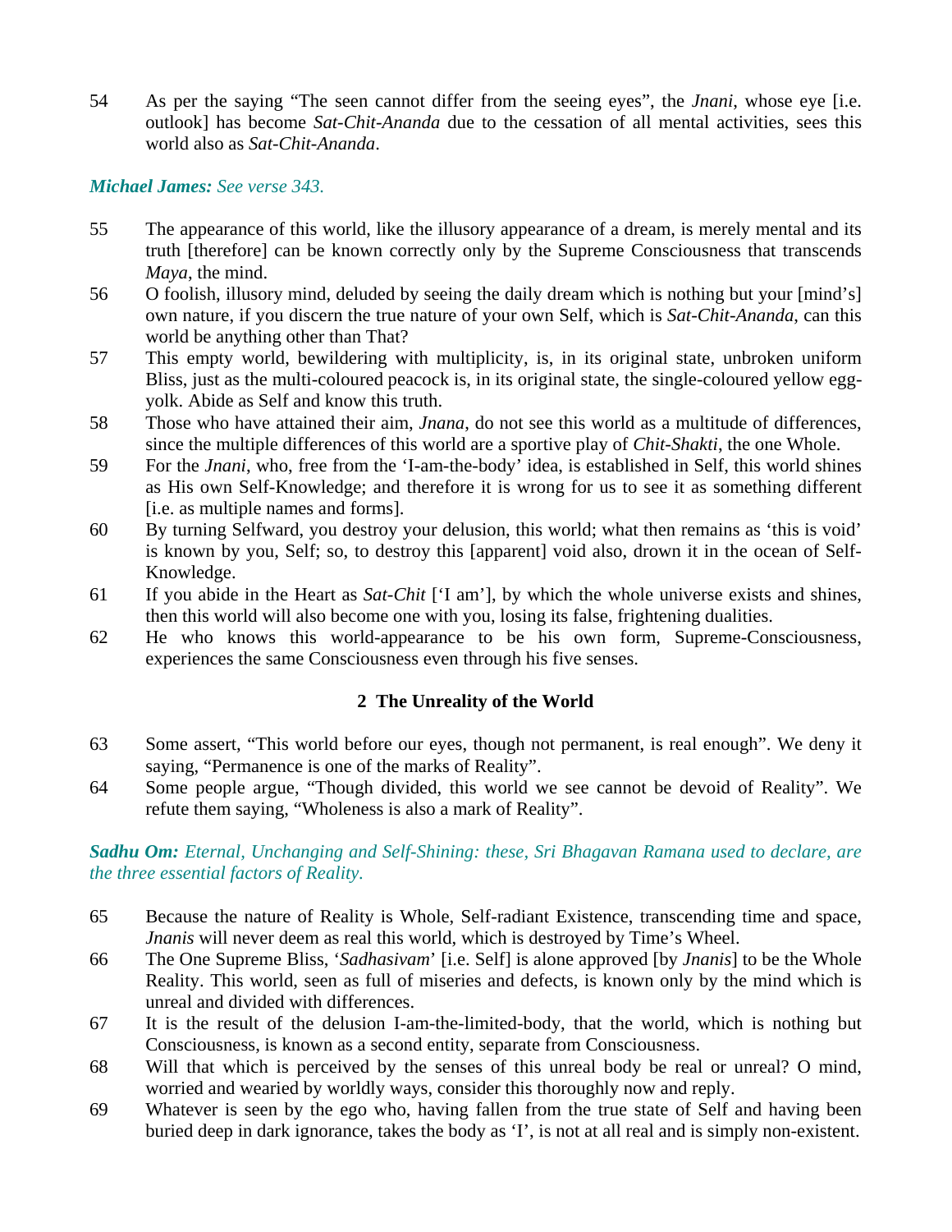54 As per the saying "The seen cannot differ from the seeing eyes", the *Jnani*, whose eye [i.e. outlook] has become *Sat-Chit-Ananda* due to the cessation of all mental activities, sees this world also as *Sat-Chit-Ananda*.

***Michael James:*** *See verse 343.*

55 The appearance of this world, like the illusory appearance of a dream, is merely mental and its truth [therefore] can be known correctly only by the Supreme Consciousness that transcends *Maya*, the mind.

56 O foolish, illusory mind, deluded by seeing the daily dream which is nothing but your [mind's] own nature, if you discern the true nature of your own Self, which is *Sat-Chit-Ananda*, can this world be anything other than That?

57 This empty world, bewildering with multiplicity, is, in its original state, unbroken uniform Bliss, just as the multi-coloured peacock is, in its original state, the single-coloured yellow egg-yolk. Abide as Self and know this truth.

58 Those who have attained their aim, *Jnana*, do not see this world as a multitude of differences, since the multiple differences of this world are a sportive play of *Chit-Shakti*, the one Whole.

59 For the *Jnani*, who, free from the 'I-am-the-body' idea, is established in Self, this world shines as His own Self-Knowledge; and therefore it is wrong for us to see it as something different [i.e. as multiple names and forms].

60 By turning Selfward, you destroy your delusion, this world; what then remains as 'this is void' is known by you, Self; so, to destroy this [apparent] void also, drown it in the ocean of Self-Knowledge.

61 If you abide in the Heart as *Sat-Chit* ['I am'], by which the whole universe exists and shines, then this world will also become one with you, losing its false, frightening dualities.

62 He who knows this world-appearance to be his own form, Supreme-Consciousness, experiences the same Consciousness even through his five senses.

## 2 The Unreality of the World

63 Some assert, "This world before our eyes, though not permanent, is real enough". We deny it saying, "Permanence is one of the marks of Reality".

64 Some people argue, "Though divided, this world we see cannot be devoid of Reality". We refute them saying, "Wholeness is also a mark of Reality".

***Sadhu Om:*** *Eternal, Unchanging and Self-Shining: these, Sri Bhagavan Ramana used to declare, are the three essential factors of Reality.*

65 Because the nature of Reality is Whole, Self-radiant Existence, transcending time and space, *Jnanis* will never deem as real this world, which is destroyed by Time's Wheel.

66 The One Supreme Bliss, '*Sadhasivam*' [i.e. Self] is alone approved [by *Jnanis*] to be the Whole Reality. This world, seen as full of miseries and defects, is known only by the mind which is unreal and divided with differences.

67 It is the result of the delusion I-am-the-limited-body, that the world, which is nothing but Consciousness, is known as a second entity, separate from Consciousness.

68 Will that which is perceived by the senses of this unreal body be real or unreal? O mind, worried and wearied by worldly ways, consider this thoroughly now and reply.

69 Whatever is seen by the ego who, having fallen from the true state of Self and having been buried deep in dark ignorance, takes the body as 'I', is not at all real and is simply non-existent.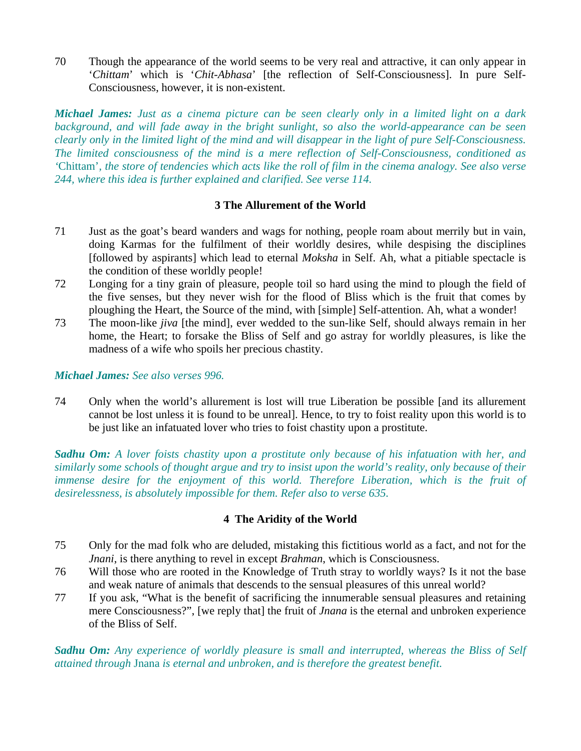70 Though the appearance of the world seems to be very real and attractive, it can only appear in '*Chittam*' which is '*Chit-Abhasa*' [the reflection of Self-Consciousness]. In pure Self-Consciousness, however, it is non-existent.

***Michael James:** Just as a cinema picture can be seen clearly only in a limited light on a dark background, and will fade away in the bright sunlight, so also the world-appearance can be seen clearly only in the limited light of the mind and will disappear in the light of pure Self-Consciousness. The limited consciousness of the mind is a mere reflection of Self-Consciousness, conditioned as* 'Chittam'*, the store of tendencies which acts like the roll of film in the cinema analogy. See also verse 244, where this idea is further explained and clarified. See verse 114.*

### 3 The Allurement of the World

71 Just as the goat's beard wanders and wags for nothing, people roam about merrily but in vain, doing Karmas for the fulfilment of their worldly desires, while despising the disciplines [followed by aspirants] which lead to eternal *Moksha* in Self. Ah, what a pitiable spectacle is the condition of these worldly people!

72 Longing for a tiny grain of pleasure, people toil so hard using the mind to plough the field of the five senses, but they never wish for the flood of Bliss which is the fruit that comes by ploughing the Heart, the Source of the mind, with [simple] Self-attention. Ah, what a wonder!

73 The moon-like *jiva* [the mind], ever wedded to the sun-like Self, should always remain in her home, the Heart; to forsake the Bliss of Self and go astray for worldly pleasures, is like the madness of a wife who spoils her precious chastity.

***Michael James:** See also verses 996.*

74 Only when the world's allurement is lost will true Liberation be possible [and its allurement cannot be lost unless it is found to be unreal]. Hence, to try to foist reality upon this world is to be just like an infatuated lover who tries to foist chastity upon a prostitute.

***Sadhu Om:** A lover foists chastity upon a prostitute only because of his infatuation with her, and similarly some schools of thought argue and try to insist upon the world's reality, only because of their immense desire for the enjoyment of this world. Therefore Liberation, which is the fruit of desirelessness, is absolutely impossible for them. Refer also to verse 635.*

### 4 The Aridity of the World

75 Only for the mad folk who are deluded, mistaking this fictitious world as a fact, and not for the *Jnani*, is there anything to revel in except *Brahman*, which is Consciousness.

76 Will those who are rooted in the Knowledge of Truth stray to worldly ways? Is it not the base and weak nature of animals that descends to the sensual pleasures of this unreal world?

77 If you ask, "What is the benefit of sacrificing the innumerable sensual pleasures and retaining mere Consciousness?", [we reply that] the fruit of *Jnana* is the eternal and unbroken experience of the Bliss of Self.

***Sadhu Om:** Any experience of worldly pleasure is small and interrupted, whereas the Bliss of Self attained through* Jnana *is eternal and unbroken, and is therefore the greatest benefit.*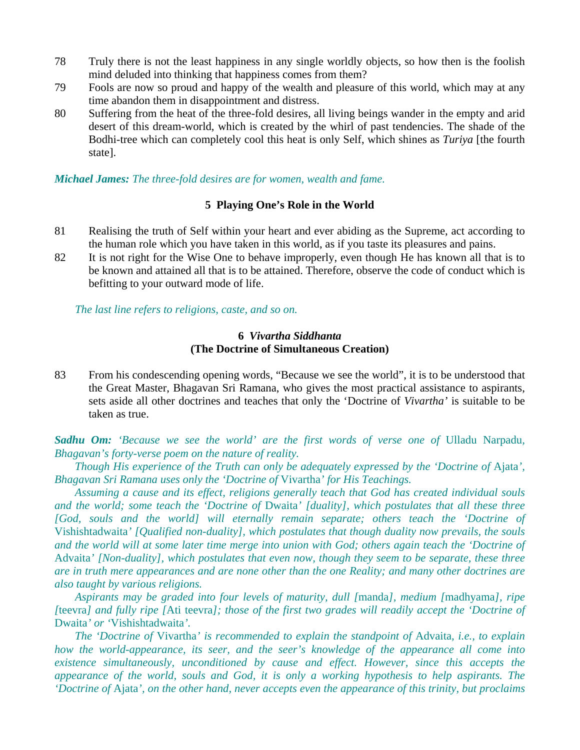78 Truly there is not the least happiness in any single worldly objects, so how then is the foolish mind deluded into thinking that happiness comes from them?

79 Fools are now so proud and happy of the wealth and pleasure of this world, which may at any time abandon them in disappointment and distress.

80 Suffering from the heat of the three-fold desires, all living beings wander in the empty and arid desert of this dream-world, which is created by the whirl of past tendencies. The shade of the Bodhi-tree which can completely cool this heat is only Self, which shines as *Turiya* [the fourth state].

***Michael James:*** *The three-fold desires are for women, wealth and fame.*

### 5 Playing One's Role in the World

81 Realising the truth of Self within your heart and ever abiding as the Supreme, act according to the human role which you have taken in this world, as if you taste its pleasures and pains.

82 It is not right for the Wise One to behave improperly, even though He has known all that is to be known and attained all that is to be attained. Therefore, observe the code of conduct which is befitting to your outward mode of life.

*The last line refers to religions, caste, and so on.*

### 6 *Vivartha Siddhanta*
### (The Doctrine of Simultaneous Creation)

83 From his condescending opening words, "Because we see the world", it is to be understood that the Great Master, Bhagavan Sri Ramana, who gives the most practical assistance to aspirants, sets aside all other doctrines and teaches that only the 'Doctrine of *Vivartha'* is suitable to be taken as true.

***Sadhu Om:*** *'Because we see the world' are the first words of verse one of* Ulladu Narpadu*, Bhagavan's forty-verse poem on the nature of reality.*

*Though His experience of the Truth can only be adequately expressed by the 'Doctrine of* Ajata*', Bhagavan Sri Ramana uses only the 'Doctrine of* Vivartha*' for His Teachings.*

*Assuming a cause and its effect, religions generally teach that God has created individual souls and the world; some teach the 'Doctrine of* Dwaita*' [duality], which postulates that all these three [God, souls and the world] will eternally remain separate; others teach the 'Doctrine of* Vishishtadwaita*' [Qualified non-duality], which postulates that though duality now prevails, the souls and the world will at some later time merge into union with God; others again teach the 'Doctrine of* Advaita*' [Non-duality], which postulates that even now, though they seem to be separate, these three are in truth mere appearances and are none other than the one Reality; and many other doctrines are also taught by various religions.*

*Aspirants may be graded into four levels of maturity, dull [*manda*], medium [*madhyama*], ripe [*teevra*] and fully ripe [*Ati teevra*]; those of the first two grades will readily accept the 'Doctrine of* Dwaita*' or '*Vishishtadwaita*'.*

*The 'Doctrine of* Vivartha*' is recommended to explain the standpoint of* Advaita*, i.e., to explain how the world-appearance, its seer, and the seer's knowledge of the appearance all come into existence simultaneously, unconditioned by cause and effect. However, since this accepts the appearance of the world, souls and God, it is only a working hypothesis to help aspirants. The 'Doctrine of* Ajata*', on the other hand, never accepts even the appearance of this trinity, but proclaims*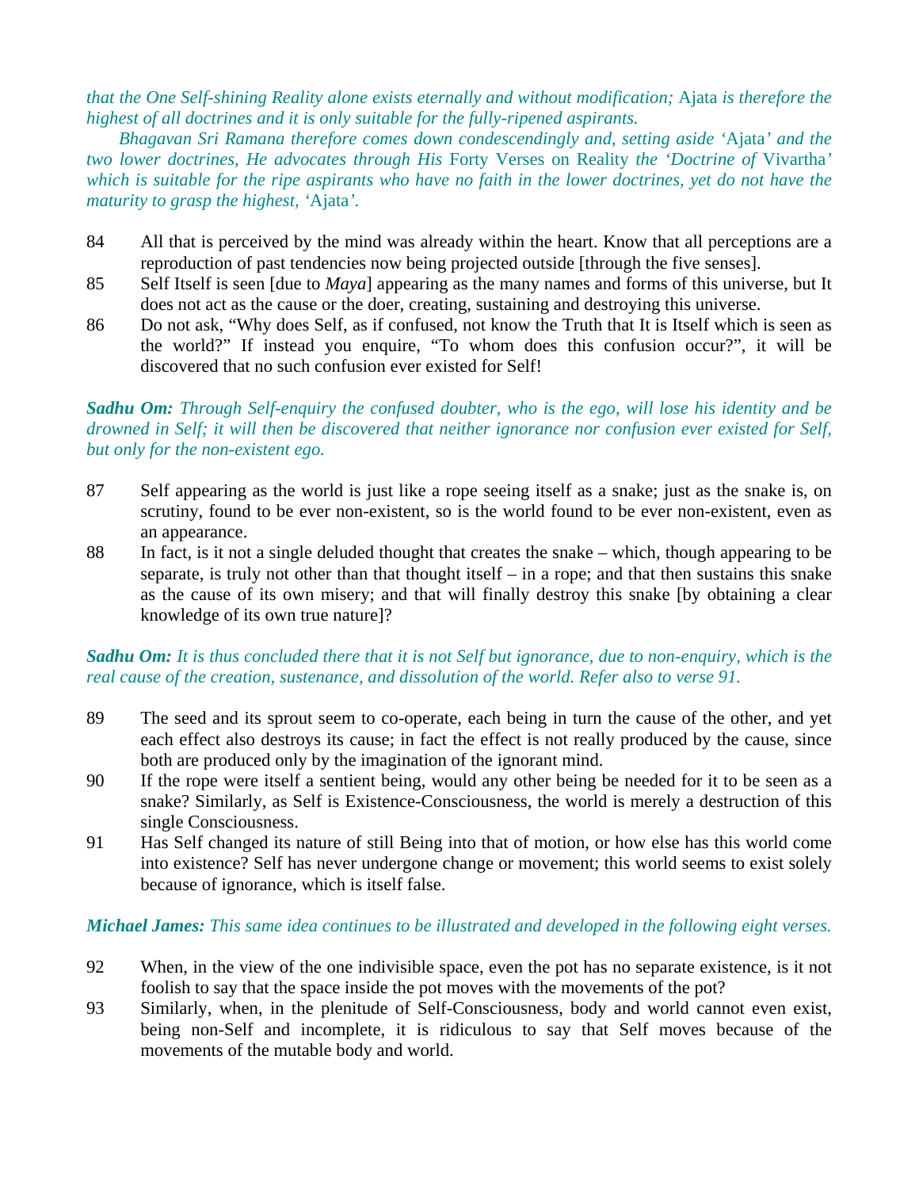*that the One Self-shining Reality alone exists eternally and without modification;* Ajata *is therefore the highest of all doctrines and it is only suitable for the fully-ripened aspirants.*

*Bhagavan Sri Ramana therefore comes down condescendingly and, setting aside '*Ajata*' and the two lower doctrines, He advocates through His* Forty Verses on Reality *the 'Doctrine of* Vivartha*' which is suitable for the ripe aspirants who have no faith in the lower doctrines, yet do not have the maturity to grasp the highest, '*Ajata*'.*

84 All that is perceived by the mind was already within the heart. Know that all perceptions are a reproduction of past tendencies now being projected outside [through the five senses].

85 Self Itself is seen [due to *Maya*] appearing as the many names and forms of this universe, but It does not act as the cause or the doer, creating, sustaining and destroying this universe.

86 Do not ask, "Why does Self, as if confused, not know the Truth that It is Itself which is seen as the world?" If instead you enquire, "To whom does this confusion occur?", it will be discovered that no such confusion ever existed for Self!

***Sadhu Om:*** *Through Self-enquiry the confused doubter, who is the ego, will lose his identity and be drowned in Self; it will then be discovered that neither ignorance nor confusion ever existed for Self, but only for the non-existent ego.*

87 Self appearing as the world is just like a rope seeing itself as a snake; just as the snake is, on scrutiny, found to be ever non-existent, so is the world found to be ever non-existent, even as an appearance.

88 In fact, is it not a single deluded thought that creates the snake – which, though appearing to be separate, is truly not other than that thought itself – in a rope; and that then sustains this snake as the cause of its own misery; and that will finally destroy this snake [by obtaining a clear knowledge of its own true nature]?

***Sadhu Om:*** *It is thus concluded there that it is not Self but ignorance, due to non-enquiry, which is the real cause of the creation, sustenance, and dissolution of the world. Refer also to verse 91.*

89 The seed and its sprout seem to co-operate, each being in turn the cause of the other, and yet each effect also destroys its cause; in fact the effect is not really produced by the cause, since both are produced only by the imagination of the ignorant mind.

90 If the rope were itself a sentient being, would any other being be needed for it to be seen as a snake? Similarly, as Self is Existence-Consciousness, the world is merely a destruction of this single Consciousness.

91 Has Self changed its nature of still Being into that of motion, or how else has this world come into existence? Self has never undergone change or movement; this world seems to exist solely because of ignorance, which is itself false.

***Michael James:*** *This same idea continues to be illustrated and developed in the following eight verses.*

92 When, in the view of the one indivisible space, even the pot has no separate existence, is it not foolish to say that the space inside the pot moves with the movements of the pot?

93 Similarly, when, in the plenitude of Self-Consciousness, body and world cannot even exist, being non-Self and incomplete, it is ridiculous to say that Self moves because of the movements of the mutable body and world.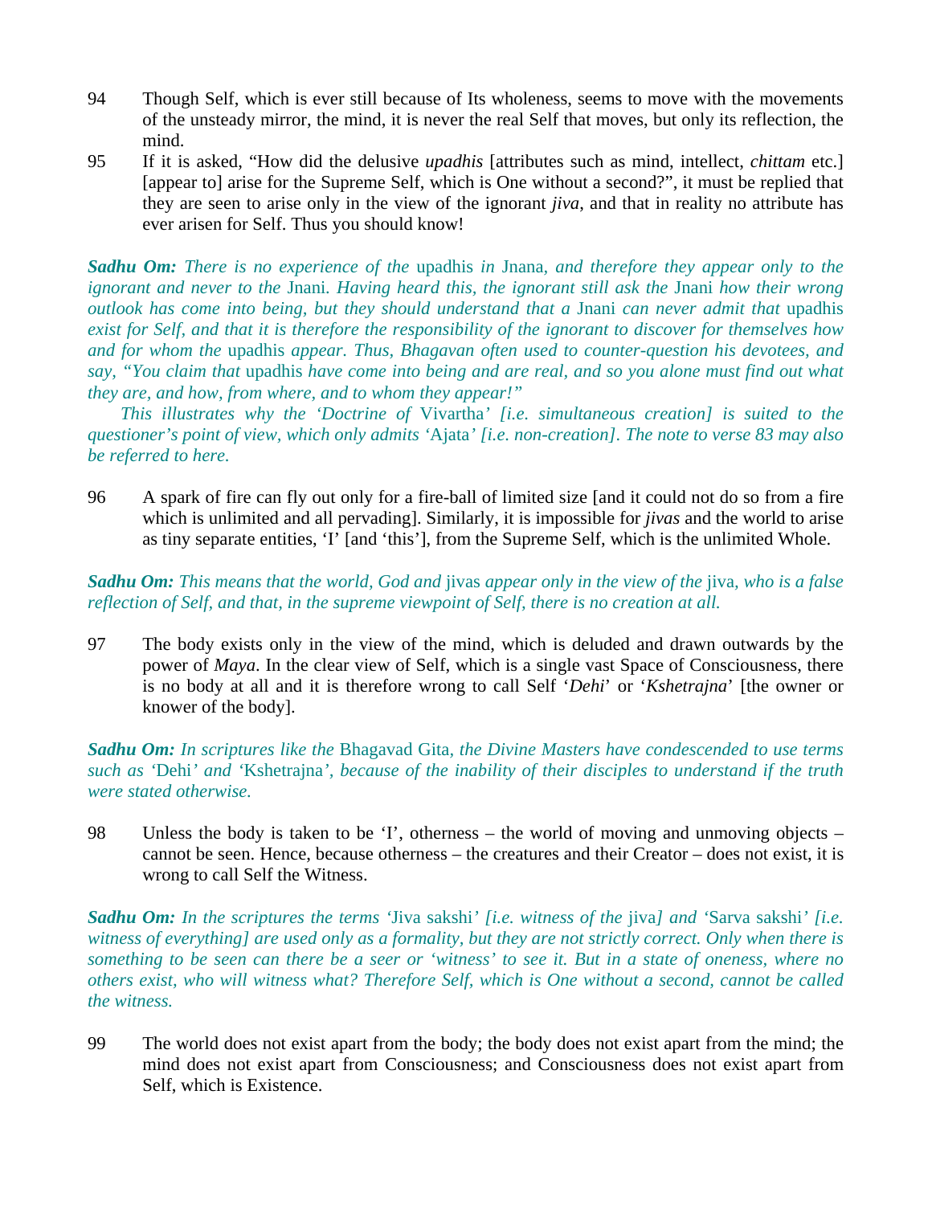94 Though Self, which is ever still because of Its wholeness, seems to move with the movements of the unsteady mirror, the mind, it is never the real Self that moves, but only its reflection, the mind.

95 If it is asked, "How did the delusive *upadhis* [attributes such as mind, intellect, *chittam* etc.] [appear to] arise for the Supreme Self, which is One without a second?", it must be replied that they are seen to arise only in the view of the ignorant *jiva*, and that in reality no attribute has ever arisen for Self. Thus you should know!

***Sadhu Om:*** *There is no experience of the* upadhis *in* Jnana*, and therefore they appear only to the ignorant and never to the* Jnani*. Having heard this, the ignorant still ask the* Jnani *how their wrong outlook has come into being, but they should understand that a* Jnani *can never admit that* upadhis *exist for Self, and that it is therefore the responsibility of the ignorant to discover for themselves how and for whom the* upadhis *appear. Thus, Bhagavan often used to counter-question his devotees, and say, "You claim that* upadhis *have come into being and are real, and so you alone must find out what they are, and how, from where, and to whom they appear!"*

*This illustrates why the 'Doctrine of* Vivartha*' [i.e. simultaneous creation] is suited to the questioner's point of view, which only admits '*Ajata*' [i.e. non-creation]. The note to verse 83 may also be referred to here.*

96 A spark of fire can fly out only for a fire-ball of limited size [and it could not do so from a fire which is unlimited and all pervading]. Similarly, it is impossible for *jivas* and the world to arise as tiny separate entities, 'I' [and 'this'], from the Supreme Self, which is the unlimited Whole.

***Sadhu Om:*** *This means that the world, God and* jivas *appear only in the view of the* jiva*, who is a false reflection of Self, and that, in the supreme viewpoint of Self, there is no creation at all.*

97 The body exists only in the view of the mind, which is deluded and drawn outwards by the power of *Maya*. In the clear view of Self, which is a single vast Space of Consciousness, there is no body at all and it is therefore wrong to call Self '*Dehi*' or '*Kshetrajna*' [the owner or knower of the body].

***Sadhu Om:*** *In scriptures like the* Bhagavad Gita*, the Divine Masters have condescended to use terms such as '*Dehi*' and '*Kshetrajna*', because of the inability of their disciples to understand if the truth were stated otherwise.*

98 Unless the body is taken to be 'I', otherness – the world of moving and unmoving objects – cannot be seen. Hence, because otherness – the creatures and their Creator – does not exist, it is wrong to call Self the Witness.

***Sadhu Om:*** *In the scriptures the terms '*Jiva sakshi*' [i.e. witness of the* jiva*] and '*Sarva sakshi*' [i.e. witness of everything] are used only as a formality, but they are not strictly correct. Only when there is something to be seen can there be a seer or 'witness' to see it. But in a state of oneness, where no others exist, who will witness what? Therefore Self, which is One without a second, cannot be called the witness.*

99 The world does not exist apart from the body; the body does not exist apart from the mind; the mind does not exist apart from Consciousness; and Consciousness does not exist apart from Self, which is Existence.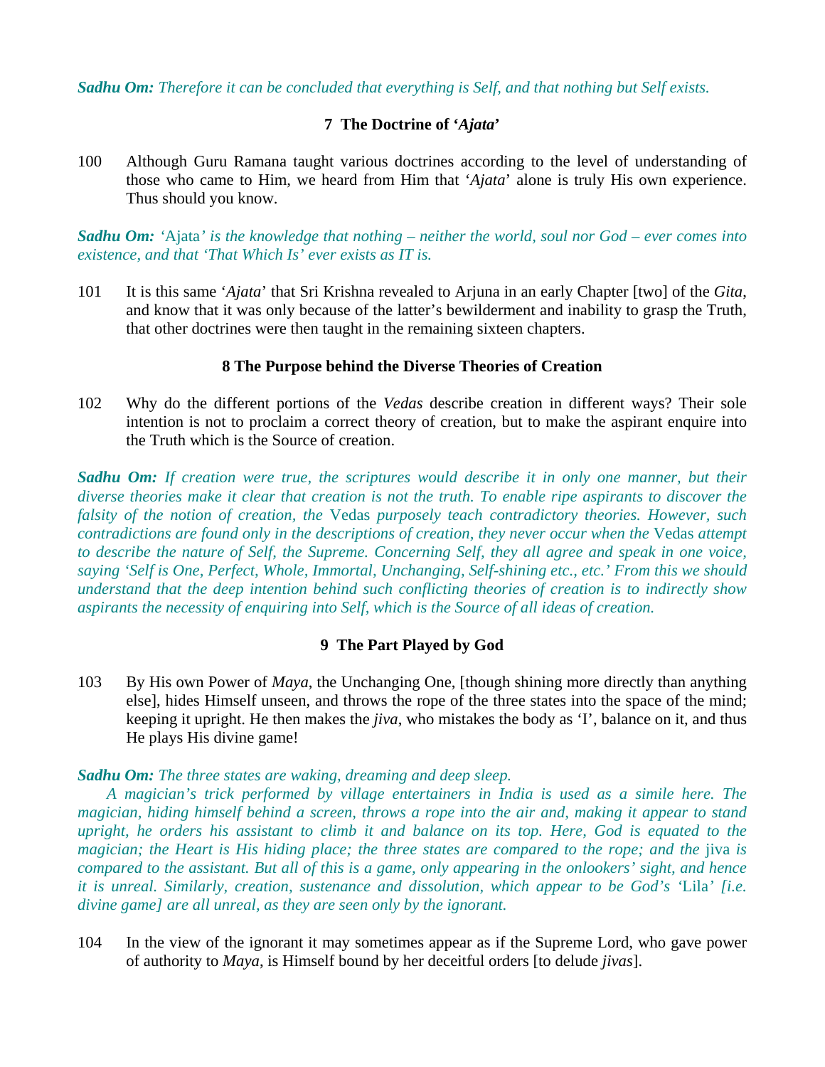***Sadhu Om:*** *Therefore it can be concluded that everything is Self, and that nothing but Self exists.*

### 7 The Doctrine of '*Ajata*'

100 Although Guru Ramana taught various doctrines according to the level of understanding of those who came to Him, we heard from Him that '*Ajata*' alone is truly His own experience. Thus should you know.

***Sadhu Om:*** *'*Ajata*' is the knowledge that nothing – neither the world, soul nor God – ever comes into existence, and that 'That Which Is' ever exists as IT is.*

101 It is this same '*Ajata*' that Sri Krishna revealed to Arjuna in an early Chapter [two] of the *Gita*, and know that it was only because of the latter's bewilderment and inability to grasp the Truth, that other doctrines were then taught in the remaining sixteen chapters.

### 8 The Purpose behind the Diverse Theories of Creation

102 Why do the different portions of the *Vedas* describe creation in different ways? Their sole intention is not to proclaim a correct theory of creation, but to make the aspirant enquire into the Truth which is the Source of creation.

***Sadhu Om:*** *If creation were true, the scriptures would describe it in only one manner, but their diverse theories make it clear that creation is not the truth. To enable ripe aspirants to discover the falsity of the notion of creation, the* Vedas *purposely teach contradictory theories. However, such contradictions are found only in the descriptions of creation, they never occur when the* Vedas *attempt to describe the nature of Self, the Supreme. Concerning Self, they all agree and speak in one voice, saying 'Self is One, Perfect, Whole, Immortal, Unchanging, Self-shining etc., etc.' From this we should understand that the deep intention behind such conflicting theories of creation is to indirectly show aspirants the necessity of enquiring into Self, which is the Source of all ideas of creation.*

### 9 The Part Played by God

103 By His own Power of *Maya*, the Unchanging One, [though shining more directly than anything else], hides Himself unseen, and throws the rope of the three states into the space of the mind; keeping it upright. He then makes the *jiva*, who mistakes the body as 'I', balance on it, and thus He plays His divine game!

***Sadhu Om:*** *The three states are waking, dreaming and deep sleep.*

*A magician's trick performed by village entertainers in India is used as a simile here. The magician, hiding himself behind a screen, throws a rope into the air and, making it appear to stand upright, he orders his assistant to climb it and balance on its top. Here, God is equated to the magician; the Heart is His hiding place; the three states are compared to the rope; and the* jiva *is compared to the assistant. But all of this is a game, only appearing in the onlookers' sight, and hence it is unreal. Similarly, creation, sustenance and dissolution, which appear to be God's '*Lila*' [i.e. divine game] are all unreal, as they are seen only by the ignorant.*

104 In the view of the ignorant it may sometimes appear as if the Supreme Lord, who gave power of authority to *Maya*, is Himself bound by her deceitful orders [to delude *jivas*].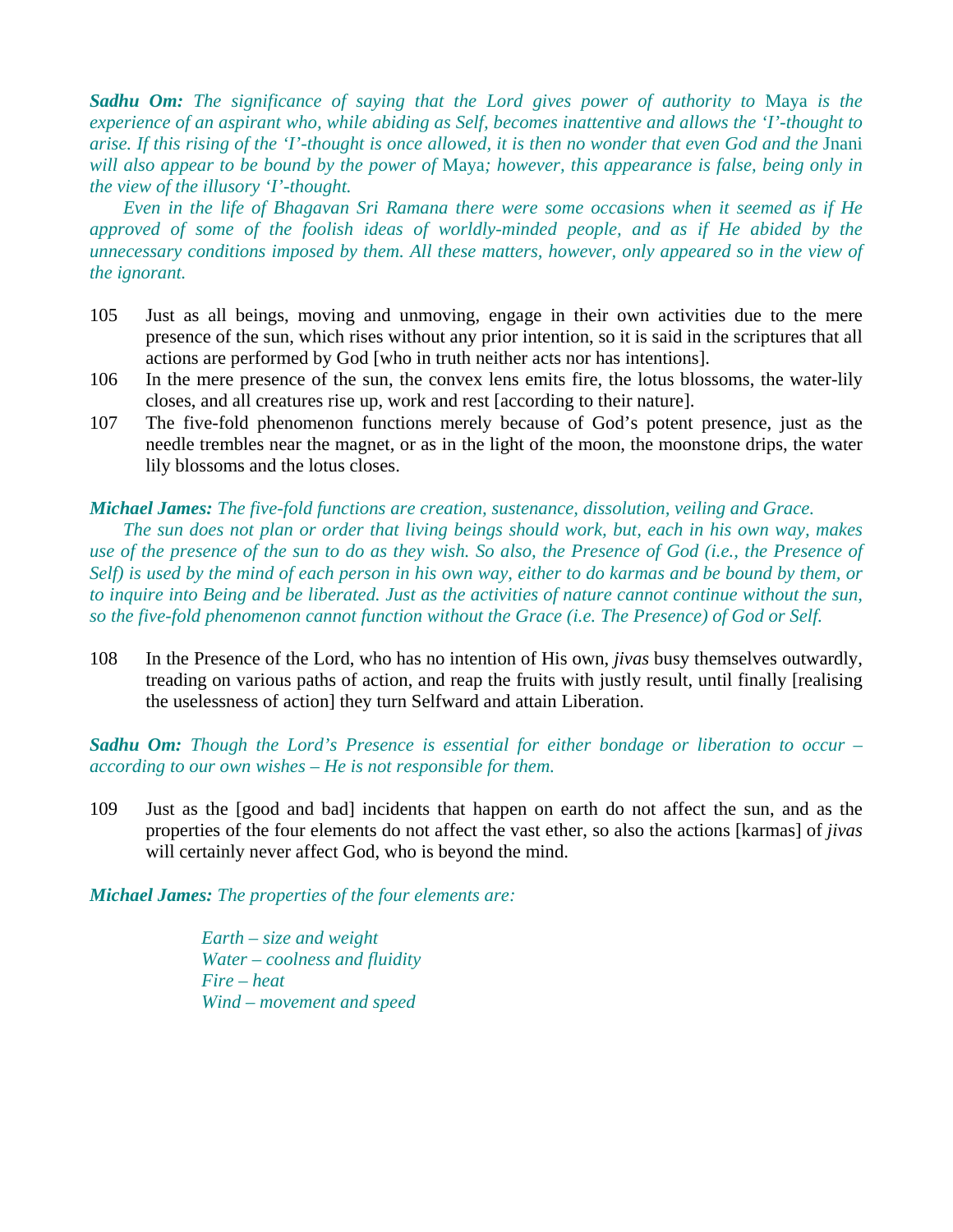***Sadhu Om:*** *The significance of saying that the Lord gives power of authority to* Maya *is the experience of an aspirant who, while abiding as Self, becomes inattentive and allows the 'I'-thought to arise. If this rising of the 'I'-thought is once allowed, it is then no wonder that even God and the* Jnani *will also appear to be bound by the power of* Maya*; however, this appearance is false, being only in the view of the illusory 'I'-thought.*

*Even in the life of Bhagavan Sri Ramana there were some occasions when it seemed as if He approved of some of the foolish ideas of worldly-minded people, and as if He abided by the unnecessary conditions imposed by them. All these matters, however, only appeared so in the view of the ignorant.*

105 Just as all beings, moving and unmoving, engage in their own activities due to the mere presence of the sun, which rises without any prior intention, so it is said in the scriptures that all actions are performed by God [who in truth neither acts nor has intentions].

106 In the mere presence of the sun, the convex lens emits fire, the lotus blossoms, the water-lily closes, and all creatures rise up, work and rest [according to their nature].

107 The five-fold phenomenon functions merely because of God's potent presence, just as the needle trembles near the magnet, or as in the light of the moon, the moonstone drips, the water lily blossoms and the lotus closes.

***Michael James:*** *The five-fold functions are creation, sustenance, dissolution, veiling and Grace.*

*The sun does not plan or order that living beings should work, but, each in his own way, makes use of the presence of the sun to do as they wish. So also, the Presence of God (i.e., the Presence of Self) is used by the mind of each person in his own way, either to do karmas and be bound by them, or to inquire into Being and be liberated. Just as the activities of nature cannot continue without the sun, so the five-fold phenomenon cannot function without the Grace (i.e. The Presence) of God or Self.*

108 In the Presence of the Lord, who has no intention of His own, *jivas* busy themselves outwardly, treading on various paths of action, and reap the fruits with justly result, until finally [realising the uselessness of action] they turn Selfward and attain Liberation.

***Sadhu Om:*** *Though the Lord's Presence is essential for either bondage or liberation to occur – according to our own wishes – He is not responsible for them.*

109 Just as the [good and bad] incidents that happen on earth do not affect the sun, and as the properties of the four elements do not affect the vast ether, so also the actions [karmas] of *jivas* will certainly never affect God, who is beyond the mind.

***Michael James:*** *The properties of the four elements are:*

*Earth – size and weight*
*Water – coolness and fluidity*
*Fire – heat*
*Wind – movement and speed*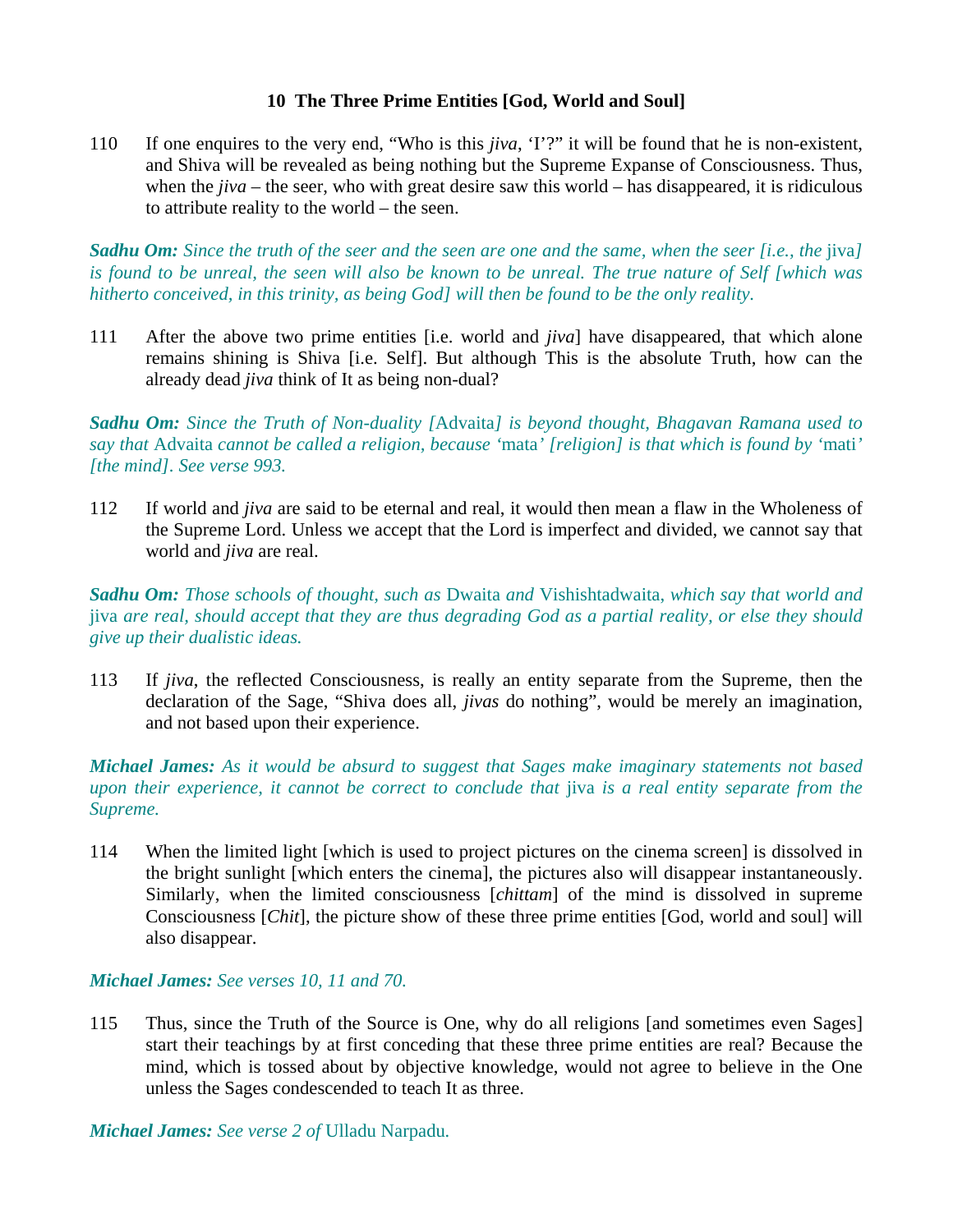## 10 The Three Prime Entities [God, World and Soul]

110 If one enquires to the very end, "Who is this *jiva*, 'I'?" it will be found that he is non-existent, and Shiva will be revealed as being nothing but the Supreme Expanse of Consciousness. Thus, when the *jiva* – the seer, who with great desire saw this world – has disappeared, it is ridiculous to attribute reality to the world – the seen.

***Sadhu Om:*** *Since the truth of the seer and the seen are one and the same, when the seer [i.e., the* jiva*] is found to be unreal, the seen will also be known to be unreal. The true nature of Self [which was hitherto conceived, in this trinity, as being God] will then be found to be the only reality.*

111 After the above two prime entities [i.e. world and *jiva*] have disappeared, that which alone remains shining is Shiva [i.e. Self]. But although This is the absolute Truth, how can the already dead *jiva* think of It as being non-dual?

***Sadhu Om:*** *Since the Truth of Non-duality [*Advaita*] is beyond thought, Bhagavan Ramana used to say that* Advaita *cannot be called a religion, because '*mata*' [religion] is that which is found by '*mati*' [the mind]. See verse 993.*

112 If world and *jiva* are said to be eternal and real, it would then mean a flaw in the Wholeness of the Supreme Lord. Unless we accept that the Lord is imperfect and divided, we cannot say that world and *jiva* are real.

***Sadhu Om:*** *Those schools of thought, such as* Dwaita *and* Vishishtadwaita*, which say that world and* jiva *are real, should accept that they are thus degrading God as a partial reality, or else they should give up their dualistic ideas.*

113 If *jiva*, the reflected Consciousness, is really an entity separate from the Supreme, then the declaration of the Sage, "Shiva does all, *jivas* do nothing", would be merely an imagination, and not based upon their experience.

***Michael James:*** *As it would be absurd to suggest that Sages make imaginary statements not based upon their experience, it cannot be correct to conclude that* jiva *is a real entity separate from the Supreme.*

114 When the limited light [which is used to project pictures on the cinema screen] is dissolved in the bright sunlight [which enters the cinema], the pictures also will disappear instantaneously. Similarly, when the limited consciousness [*chittam*] of the mind is dissolved in supreme Consciousness [*Chit*], the picture show of these three prime entities [God, world and soul] will also disappear.

***Michael James:*** *See verses 10, 11 and 70.*

115 Thus, since the Truth of the Source is One, why do all religions [and sometimes even Sages] start their teachings by at first conceding that these three prime entities are real? Because the mind, which is tossed about by objective knowledge, would not agree to believe in the One unless the Sages condescended to teach It as three.

***Michael James:*** *See verse 2 of* Ulladu Narpadu.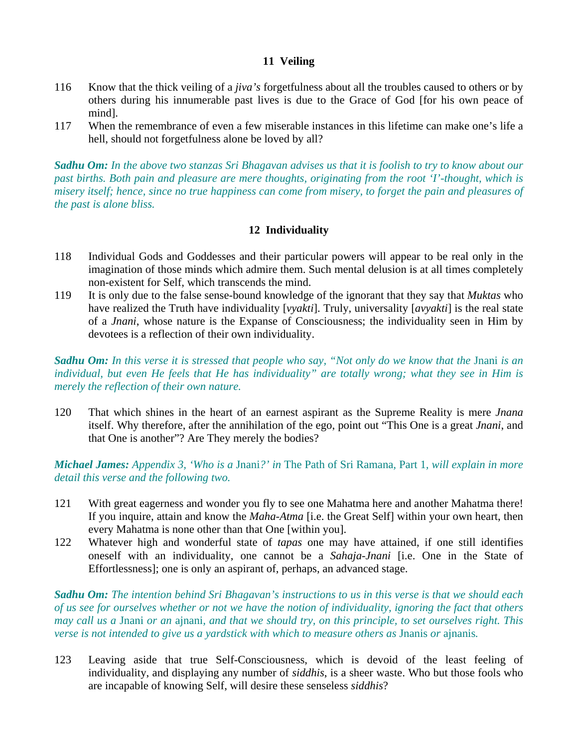## 11 Veiling

116 Know that the thick veiling of a *jiva's* forgetfulness about all the troubles caused to others or by others during his innumerable past lives is due to the Grace of God [for his own peace of mind].

117 When the remembrance of even a few miserable instances in this lifetime can make one's life a hell, should not forgetfulness alone be loved by all?

***Sadhu Om:*** *In the above two stanzas Sri Bhagavan advises us that it is foolish to try to know about our past births. Both pain and pleasure are mere thoughts, originating from the root 'I'-thought, which is misery itself; hence, since no true happiness can come from misery, to forget the pain and pleasures of the past is alone bliss.*

## 12 Individuality

118 Individual Gods and Goddesses and their particular powers will appear to be real only in the imagination of those minds which admire them. Such mental delusion is at all times completely non-existent for Self, which transcends the mind.

119 It is only due to the false sense-bound knowledge of the ignorant that they say that *Muktas* who have realized the Truth have individuality [*vyakti*]. Truly, universality [*avyakti*] is the real state of a *Jnani*, whose nature is the Expanse of Consciousness; the individuality seen in Him by devotees is a reflection of their own individuality.

***Sadhu Om:*** *In this verse it is stressed that people who say, "Not only do we know that the* Jnani *is an individual, but even He feels that He has individuality" are totally wrong; what they see in Him is merely the reflection of their own nature.*

120 That which shines in the heart of an earnest aspirant as the Supreme Reality is mere *Jnana* itself. Why therefore, after the annihilation of the ego, point out "This One is a great *Jnani*, and that One is another"? Are They merely the bodies?

***Michael James:*** *Appendix 3, 'Who is a* Jnani*?' in* The Path of Sri Ramana, Part 1, *will explain in more detail this verse and the following two.*

121 With great eagerness and wonder you fly to see one Mahatma here and another Mahatma there! If you inquire, attain and know the *Maha-Atma* [i.e. the Great Self] within your own heart, then every Mahatma is none other than that One [within you].

122 Whatever high and wonderful state of *tapas* one may have attained, if one still identifies oneself with an individuality, one cannot be a *Sahaja-Jnani* [i.e. One in the State of Effortlessness]; one is only an aspirant of, perhaps, an advanced stage.

***Sadhu Om:*** *The intention behind Sri Bhagavan's instructions to us in this verse is that we should each of us see for ourselves whether or not we have the notion of individuality, ignoring the fact that others may call us a* Jnani *or an* ajnani, *and that we should try, on this principle, to set ourselves right. This verse is not intended to give us a yardstick with which to measure others as* Jnanis *or* ajnanis.

123 Leaving aside that true Self-Consciousness, which is devoid of the least feeling of individuality, and displaying any number of *siddhis*, is a sheer waste. Who but those fools who are incapable of knowing Self, will desire these senseless *siddhis*?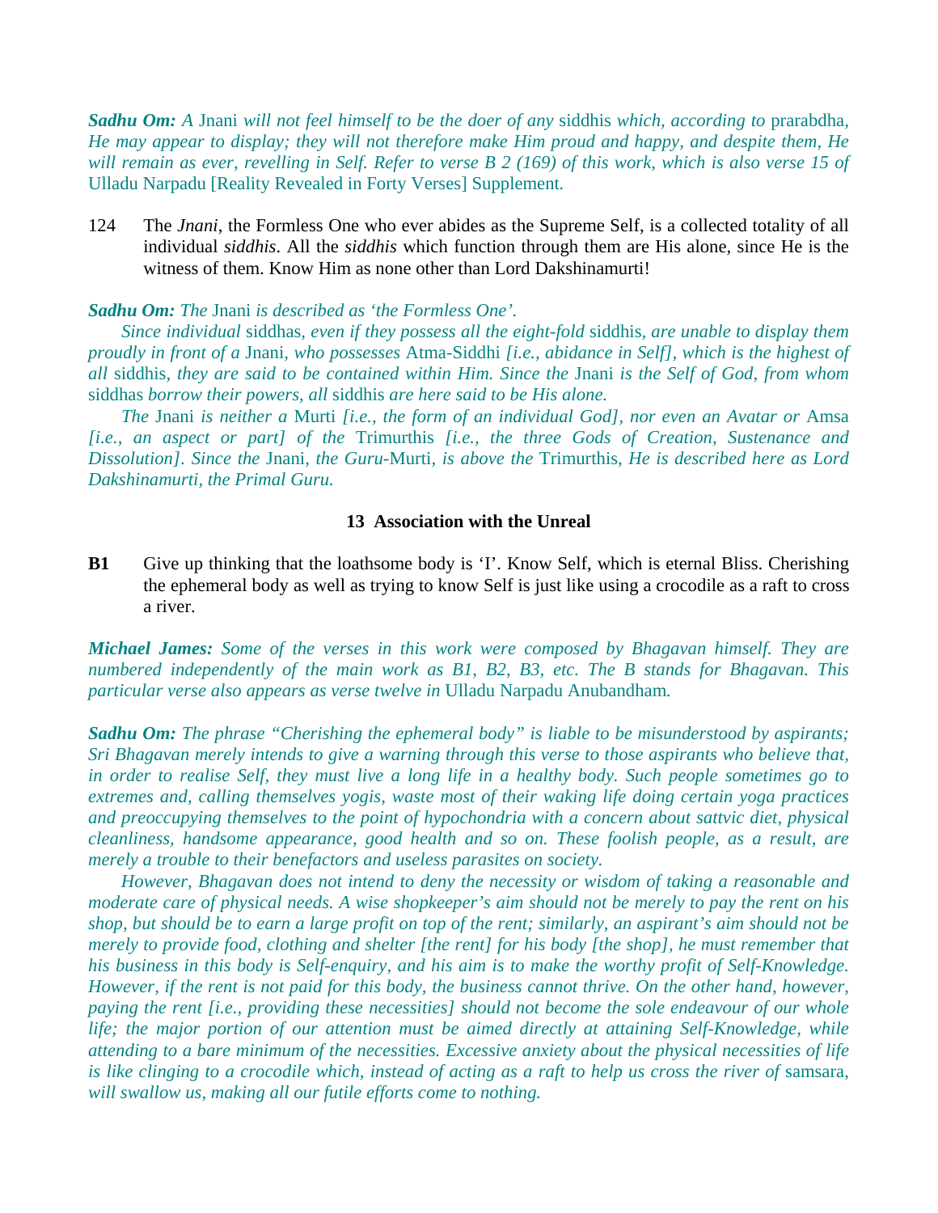***Sadhu Om:*** *A* Jnani *will not feel himself to be the doer of any* siddhis *which, according to* prarabdha*, He may appear to display; they will not therefore make Him proud and happy, and despite them, He will remain as ever, revelling in Self. Refer to verse B 2 (169) of this work, which is also verse 15 of* Ulladu Narpadu [Reality Revealed in Forty Verses] Supplement*.*

124 The *Jnani*, the Formless One who ever abides as the Supreme Self, is a collected totality of all individual *siddhis*. All the *siddhis* which function through them are His alone, since He is the witness of them. Know Him as none other than Lord Dakshinamurti!

***Sadhu Om:*** *The* Jnani *is described as 'the Formless One'.*

*Since individual* siddhas*, even if they possess all the eight-fold* siddhis*, are unable to display them proudly in front of a* Jnani*, who possesses* Atma-Siddhi *[i.e., abidance in Self], which is the highest of all* siddhis*, they are said to be contained within Him. Since the* Jnani *is the Self of God, from whom* siddhas *borrow their powers, all* siddhis *are here said to be His alone.*

*The* Jnani *is neither a* Murti *[i.e., the form of an individual God], nor even an Avatar or* Amsa *[i.e., an aspect or part] of the* Trimurthis *[i.e., the three Gods of Creation, Sustenance and Dissolution]. Since the* Jnani*, the Guru-*Murti*, is above the* Trimurthis*, He is described here as Lord Dakshinamurti, the Primal Guru.*

## 13 Association with the Unreal

**B1** Give up thinking that the loathsome body is 'I'. Know Self, which is eternal Bliss. Cherishing the ephemeral body as well as trying to know Self is just like using a crocodile as a raft to cross a river.

***Michael James:*** *Some of the verses in this work were composed by Bhagavan himself. They are numbered independently of the main work as B1, B2, B3, etc. The B stands for Bhagavan. This particular verse also appears as verse twelve in* Ulladu Narpadu Anubandham*.*

***Sadhu Om:*** *The phrase "Cherishing the ephemeral body" is liable to be misunderstood by aspirants; Sri Bhagavan merely intends to give a warning through this verse to those aspirants who believe that, in order to realise Self, they must live a long life in a healthy body. Such people sometimes go to extremes and, calling themselves yogis, waste most of their waking life doing certain yoga practices and preoccupying themselves to the point of hypochondria with a concern about sattvic diet, physical cleanliness, handsome appearance, good health and so on. These foolish people, as a result, are merely a trouble to their benefactors and useless parasites on society.*

*However, Bhagavan does not intend to deny the necessity or wisdom of taking a reasonable and moderate care of physical needs. A wise shopkeeper's aim should not be merely to pay the rent on his shop, but should be to earn a large profit on top of the rent; similarly, an aspirant's aim should not be merely to provide food, clothing and shelter [the rent] for his body [the shop], he must remember that his business in this body is Self-enquiry, and his aim is to make the worthy profit of Self-Knowledge. However, if the rent is not paid for this body, the business cannot thrive. On the other hand, however, paying the rent [i.e., providing these necessities] should not become the sole endeavour of our whole life; the major portion of our attention must be aimed directly at attaining Self-Knowledge, while attending to a bare minimum of the necessities. Excessive anxiety about the physical necessities of life is like clinging to a crocodile which, instead of acting as a raft to help us cross the river of* samsara*, will swallow us, making all our futile efforts come to nothing.*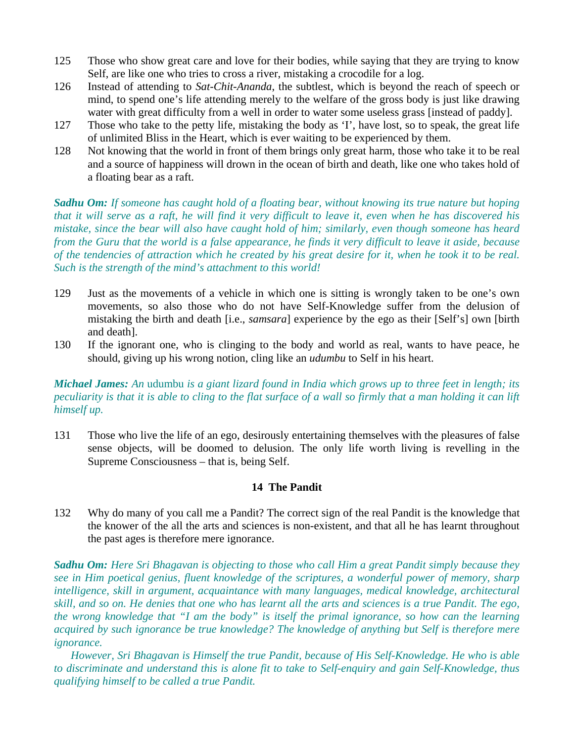125 Those who show great care and love for their bodies, while saying that they are trying to know Self, are like one who tries to cross a river, mistaking a crocodile for a log.

126 Instead of attending to *Sat-Chit-Ananda*, the subtlest, which is beyond the reach of speech or mind, to spend one's life attending merely to the welfare of the gross body is just like drawing water with great difficulty from a well in order to water some useless grass [instead of paddy].

127 Those who take to the petty life, mistaking the body as 'I', have lost, so to speak, the great life of unlimited Bliss in the Heart, which is ever waiting to be experienced by them.

128 Not knowing that the world in front of them brings only great harm, those who take it to be real and a source of happiness will drown in the ocean of birth and death, like one who takes hold of a floating bear as a raft.

***Sadhu Om:*** *If someone has caught hold of a floating bear, without knowing its true nature but hoping that it will serve as a raft, he will find it very difficult to leave it, even when he has discovered his mistake, since the bear will also have caught hold of him; similarly, even though someone has heard from the Guru that the world is a false appearance, he finds it very difficult to leave it aside, because of the tendencies of attraction which he created by his great desire for it, when he took it to be real. Such is the strength of the mind's attachment to this world!*

129 Just as the movements of a vehicle in which one is sitting is wrongly taken to be one's own movements, so also those who do not have Self-Knowledge suffer from the delusion of mistaking the birth and death [i.e., *samsara*] experience by the ego as their [Self's] own [birth and death].

130 If the ignorant one, who is clinging to the body and world as real, wants to have peace, he should, giving up his wrong notion, cling like an *udumbu* to Self in his heart.

***Michael James:*** *An* udumbu *is a giant lizard found in India which grows up to three feet in length; its peculiarity is that it is able to cling to the flat surface of a wall so firmly that a man holding it can lift himself up.*

131 Those who live the life of an ego, desirously entertaining themselves with the pleasures of false sense objects, will be doomed to delusion. The only life worth living is revelling in the Supreme Consciousness – that is, being Self.

## 14 The Pandit

132 Why do many of you call me a Pandit? The correct sign of the real Pandit is the knowledge that the knower of the all the arts and sciences is non-existent, and that all he has learnt throughout the past ages is therefore mere ignorance.

***Sadhu Om:*** *Here Sri Bhagavan is objecting to those who call Him a great Pandit simply because they see in Him poetical genius, fluent knowledge of the scriptures, a wonderful power of memory, sharp intelligence, skill in argument, acquaintance with many languages, medical knowledge, architectural skill, and so on. He denies that one who has learnt all the arts and sciences is a true Pandit. The ego, the wrong knowledge that "I am the body" is itself the primal ignorance, so how can the learning acquired by such ignorance be true knowledge? The knowledge of anything but Self is therefore mere ignorance.*

*However, Sri Bhagavan is Himself the true Pandit, because of His Self-Knowledge. He who is able to discriminate and understand this is alone fit to take to Self-enquiry and gain Self-Knowledge, thus qualifying himself to be called a true Pandit.*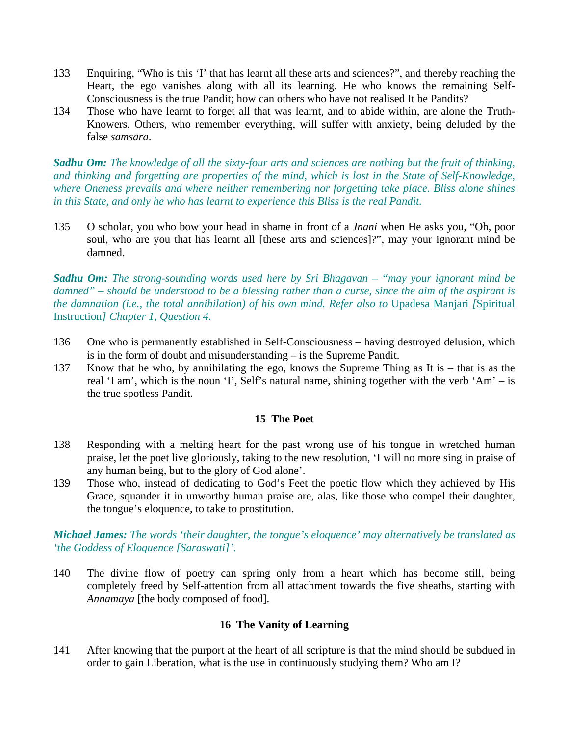133 Enquiring, "Who is this 'I' that has learnt all these arts and sciences?", and thereby reaching the Heart, the ego vanishes along with all its learning. He who knows the remaining Self-Consciousness is the true Pandit; how can others who have not realised It be Pandits?

134 Those who have learnt to forget all that was learnt, and to abide within, are alone the Truth-Knowers. Others, who remember everything, will suffer with anxiety, being deluded by the false *samsara*.

***Sadhu Om:*** *The knowledge of all the sixty-four arts and sciences are nothing but the fruit of thinking, and thinking and forgetting are properties of the mind, which is lost in the State of Self-Knowledge, where Oneness prevails and where neither remembering nor forgetting take place. Bliss alone shines in this State, and only he who has learnt to experience this Bliss is the real Pandit.*

135 O scholar, you who bow your head in shame in front of a *Jnani* when He asks you, "Oh, poor soul, who are you that has learnt all [these arts and sciences]?", may your ignorant mind be damned.

***Sadhu Om:*** *The strong-sounding words used here by Sri Bhagavan – "may your ignorant mind be damned" – should be understood to be a blessing rather than a curse, since the aim of the aspirant is the damnation (i.e., the total annihilation) of his own mind. Refer also to* Upadesa Manjari *[*Spiritual Instruction*] Chapter 1, Question 4.*

136 One who is permanently established in Self-Consciousness – having destroyed delusion, which is in the form of doubt and misunderstanding – is the Supreme Pandit.

137 Know that he who, by annihilating the ego, knows the Supreme Thing as It is – that is as the real 'I am', which is the noun 'I', Self's natural name, shining together with the verb 'Am' – is the true spotless Pandit.

### 15 The Poet

138 Responding with a melting heart for the past wrong use of his tongue in wretched human praise, let the poet live gloriously, taking to the new resolution, 'I will no more sing in praise of any human being, but to the glory of God alone'.

139 Those who, instead of dedicating to God's Feet the poetic flow which they achieved by His Grace, squander it in unworthy human praise are, alas, like those who compel their daughter, the tongue's eloquence, to take to prostitution.

***Michael James:*** *The words 'their daughter, the tongue's eloquence' may alternatively be translated as 'the Goddess of Eloquence [Saraswati]'.*

140 The divine flow of poetry can spring only from a heart which has become still, being completely freed by Self-attention from all attachment towards the five sheaths, starting with *Annamaya* [the body composed of food].

### 16 The Vanity of Learning

141 After knowing that the purport at the heart of all scripture is that the mind should be subdued in order to gain Liberation, what is the use in continuously studying them? Who am I?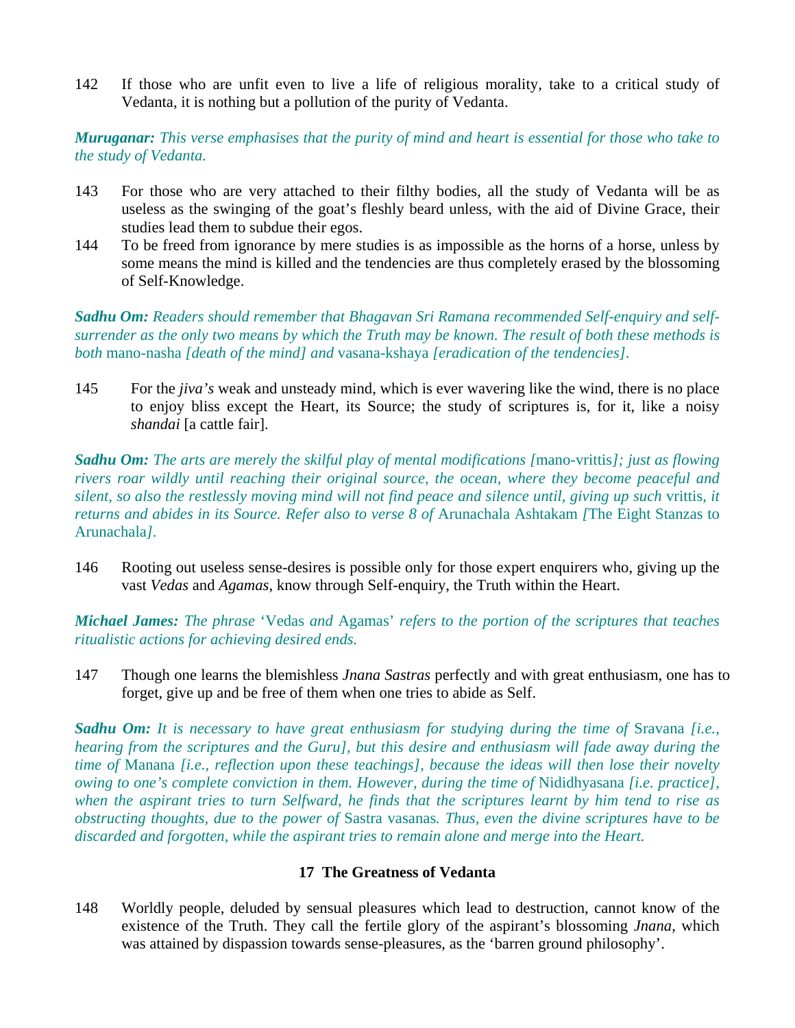142 If those who are unfit even to live a life of religious morality, take to a critical study of Vedanta, it is nothing but a pollution of the purity of Vedanta.

***Muruganar:*** *This verse emphasises that the purity of mind and heart is essential for those who take to the study of Vedanta.*

143 For those who are very attached to their filthy bodies, all the study of Vedanta will be as useless as the swinging of the goat's fleshly beard unless, with the aid of Divine Grace, their studies lead them to subdue their egos.

144 To be freed from ignorance by mere studies is as impossible as the horns of a horse, unless by some means the mind is killed and the tendencies are thus completely erased by the blossoming of Self-Knowledge.

***Sadhu Om:*** *Readers should remember that Bhagavan Sri Ramana recommended Self-enquiry and self-surrender as the only two means by which the Truth may be known. The result of both these methods is both* mano-nasha *[death of the mind] and* vasana-kshaya *[eradication of the tendencies].*

145 For the *jiva's* weak and unsteady mind, which is ever wavering like the wind, there is no place to enjoy bliss except the Heart, its Source; the study of scriptures is, for it, like a noisy *shandai* [a cattle fair].

***Sadhu Om:*** *The arts are merely the skilful play of mental modifications [*mano-vrittis*]; just as flowing rivers roar wildly until reaching their original source, the ocean, where they become peaceful and silent, so also the restlessly moving mind will not find peace and silence until, giving up such* vrittis, *it returns and abides in its Source. Refer also to verse 8 of* Arunachala Ashtakam *[*The Eight Stanzas to Arunachala*].*

146 Rooting out useless sense-desires is possible only for those expert enquirers who, giving up the vast *Vedas* and *Agamas*, know through Self-enquiry, the Truth within the Heart.

***Michael James:*** *The phrase* 'Vedas *and* Agamas' *refers to the portion of the scriptures that teaches ritualistic actions for achieving desired ends.*

147 Though one learns the blemishless *Jnana Sastras* perfectly and with great enthusiasm, one has to forget, give up and be free of them when one tries to abide as Self.

***Sadhu Om:*** *It is necessary to have great enthusiasm for studying during the time of* Sravana *[i.e., hearing from the scriptures and the Guru], but this desire and enthusiasm will fade away during the time of* Manana *[i.e., reflection upon these teachings], because the ideas will then lose their novelty owing to one's complete conviction in them. However, during the time of* Nididhyasana *[i.e. practice], when the aspirant tries to turn Selfward, he finds that the scriptures learnt by him tend to rise as obstructing thoughts, due to the power of* Sastra vasanas*. Thus, even the divine scriptures have to be discarded and forgotten, while the aspirant tries to remain alone and merge into the Heart.*

## 17 The Greatness of Vedanta

148 Worldly people, deluded by sensual pleasures which lead to destruction, cannot know of the existence of the Truth. They call the fertile glory of the aspirant's blossoming *Jnana*, which was attained by dispassion towards sense-pleasures, as the 'barren ground philosophy'.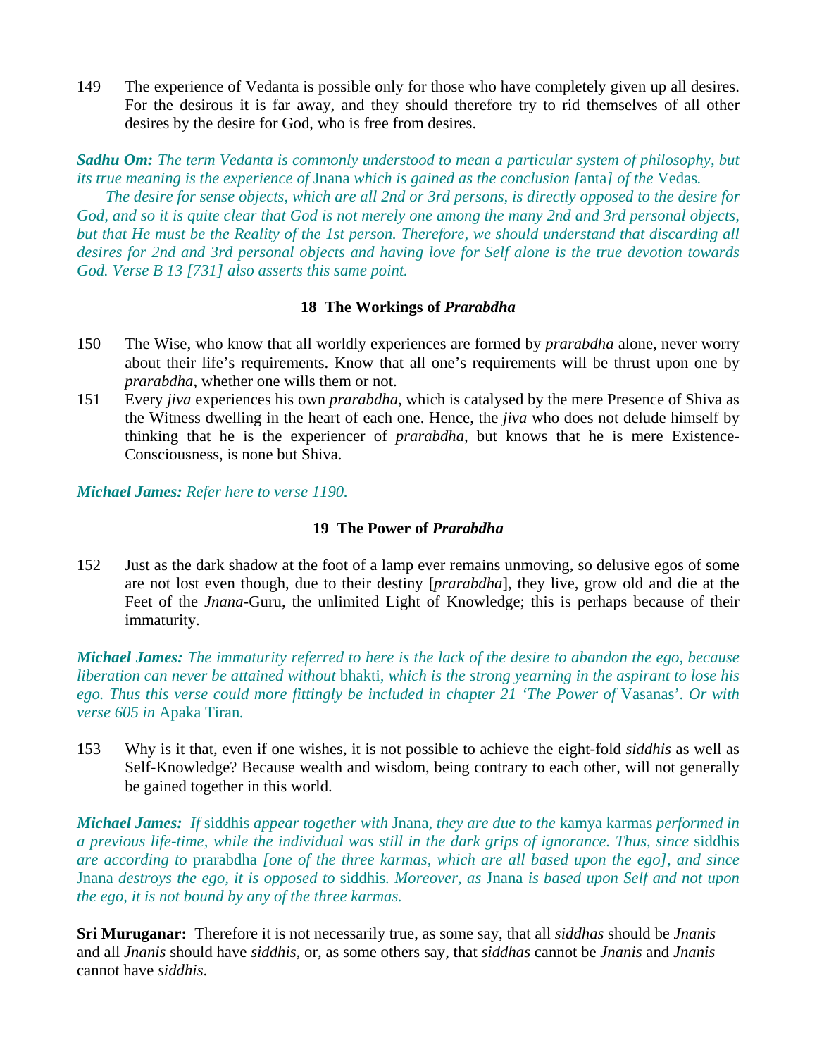149 The experience of Vedanta is possible only for those who have completely given up all desires. For the desirous it is far away, and they should therefore try to rid themselves of all other desires by the desire for God, who is free from desires.

***Sadhu Om:*** *The term Vedanta is commonly understood to mean a particular system of philosophy, but its true meaning is the experience of* Jnana *which is gained as the conclusion [*anta*] of the* Vedas*.*

*The desire for sense objects, which are all 2nd or 3rd persons, is directly opposed to the desire for God, and so it is quite clear that God is not merely one among the many 2nd and 3rd personal objects, but that He must be the Reality of the 1st person. Therefore, we should understand that discarding all desires for 2nd and 3rd personal objects and having love for Self alone is the true devotion towards God. Verse B 13 [731] also asserts this same point.*

### 18 The Workings of *Prarabdha*

150 The Wise, who know that all worldly experiences are formed by *prarabdha* alone, never worry about their life's requirements. Know that all one's requirements will be thrust upon one by *prarabdha*, whether one wills them or not.

151 Every *jiva* experiences his own *prarabdha*, which is catalysed by the mere Presence of Shiva as the Witness dwelling in the heart of each one. Hence, the *jiva* who does not delude himself by thinking that he is the experiencer of *prarabdha*, but knows that he is mere Existence-Consciousness, is none but Shiva.

***Michael James:*** *Refer here to verse 1190.*

### 19 The Power of *Prarabdha*

152 Just as the dark shadow at the foot of a lamp ever remains unmoving, so delusive egos of some are not lost even though, due to their destiny [*prarabdha*], they live, grow old and die at the Feet of the *Jnana*-Guru, the unlimited Light of Knowledge; this is perhaps because of their immaturity.

***Michael James:*** *The immaturity referred to here is the lack of the desire to abandon the ego, because liberation can never be attained without* bhakti*, which is the strong yearning in the aspirant to lose his ego. Thus this verse could more fittingly be included in chapter 21 'The Power of* Vasanas*'. Or with verse 605 in* Apaka Tiran*.*

153 Why is it that, even if one wishes, it is not possible to achieve the eight-fold *siddhis* as well as Self-Knowledge? Because wealth and wisdom, being contrary to each other, will not generally be gained together in this world.

***Michael James:*** *If* siddhis *appear together with* Jnana*, they are due to the* kamya karmas *performed in a previous life-time, while the individual was still in the dark grips of ignorance. Thus, since* siddhis *are according to* prarabdha *[one of the three karmas, which are all based upon the ego], and since* Jnana *destroys the ego, it is opposed to* siddhis*. Moreover, as* Jnana *is based upon Self and not upon the ego, it is not bound by any of the three karmas.*

**Sri Muruganar:** Therefore it is not necessarily true, as some say, that all *siddhas* should be *Jnanis* and all *Jnanis* should have *siddhis*, or, as some others say, that *siddhas* cannot be *Jnanis* and *Jnanis* cannot have *siddhis*.